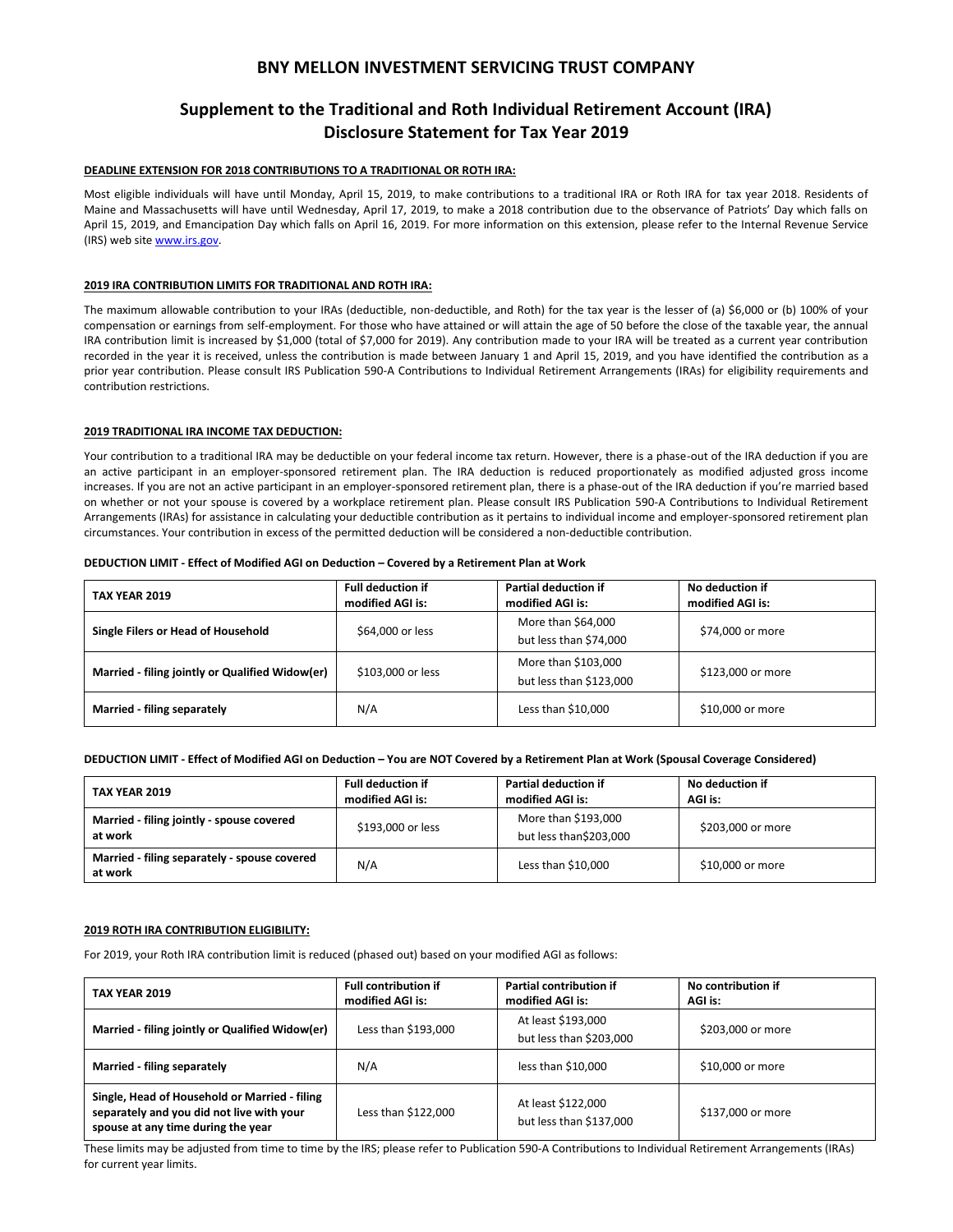# BNY MELLON INVESTMENT SERVICING TRUST COMPANY

## Supplement to the Traditional and Roth Individual Retirement Account (IRA) Disclosure Statement for Tax Year 2019

### DEADLINE EXTENSION FOR 2018 CONTRIBUTIONS TO A TRADITIONAL OR ROTH IRA:

Most eligible individuals will have until Monday, April 15, 2019, to make contributions to a traditional IRA or Roth IRA for tax year 2018. Residents of Maine and Massachusetts will have until Wednesday, April 17, 2019, to make a 2018 contribution due to the observance of Patriots' Day which falls on April 15, 2019, and Emancipation Day which falls on April 16, 2019. For more information on this extension, please refer to the Internal Revenue Service (IRS) web site www.irs.gov.

### 2019 IRA CONTRIBUTION LIMITS FOR TRADITIONAL AND ROTH IRA:

The maximum allowable contribution to your IRAs (deductible, non-deductible, and Roth) for the tax year is the lesser of (a) $6,000 or (b) 100% of your compensation or earnings from self-employment. For those who have attained or will attain the age of 50 before the close of the taxable year, the annual IRA contribution limit is increased by $1,000 (total of $7,000 for 2019). Any contribution made to your IRA will be treated as a current year contribution recorded in the year it is received, unless the contribution is made between January 1 and April 15, 2019, and you have identified the contribution as a prior year contribution. Please consult IRS Publication 590-A Contributions to Individual Retirement Arrangements (IRAs) for eligibility requirements and contribution restrictions.

### 2019 TRADITIONAL IRA INCOME TAX DEDUCTION:

Your contribution to a traditional IRA may be deductible on your federal income tax return. However, there is a phase-out of the IRA deduction if you are an active participant in an employer-sponsored retirement plan. The IRA deduction is reduced proportionately as modified adjusted gross income increases. If you are not an active participant in an employer-sponsored retirement plan, there is a phase-out of the IRA deduction if you're married based on whether or not your spouse is covered by a workplace retirement plan. Please consult IRS Publication 590-A Contributions to Individual Retirement Arrangements (IRAs) for assistance in calculating your deductible contribution as it pertains to individual income and employer-sponsored retirement plan circumstances. Your contribution in excess of the permitted deduction will be considered a non-deductible contribution.

**DEDUCTION LIMIT - Effect of Modified AGI on Deduction – Covered by a Retirement Plan at Work**

| TAX YEAR 2019 | Full deduction if modified AGI is: | Partial deduction if modified AGI is: | No deduction if modified AGI is: |
|---|---|---|---|
| **Single Filers or Head of Household** | $64,000 or less | More than $64,000 but less than $74,000 | $74,000 or more |
| **Married - filing jointly or Qualified Widow(er)** | $103,000 or less | More than $103,000 but less than $123,000 | $123,000 or more |
| **Married - filing separately** | N/A | Less than $10,000 | $10,000 or more |

**DEDUCTION LIMIT - Effect of Modified AGI on Deduction – You are NOT Covered by a Retirement Plan at Work (Spousal Coverage Considered)**

| TAX YEAR 2019 | Full deduction if modified AGI is: | Partial deduction if modified AGI is: | No deduction if AGI is: |
|---|---|---|---|
| **Married - filing jointly - spouse covered at work** | $193,000 or less | More than $193,000 but less than$203,000 | $203,000 or more |
| **Married - filing separately - spouse covered at work** | N/A | Less than $10,000 | $10,000 or more |

### 2019 ROTH IRA CONTRIBUTION ELIGIBILITY:

For 2019, your Roth IRA contribution limit is reduced (phased out) based on your modified AGI as follows:

| TAX YEAR 2019 | Full contribution if modified AGI is: | Partial contribution if modified AGI is: | No contribution if AGI is: |
|---|---|---|---|
| **Married - filing jointly or Qualified Widow(er)** | Less than $193,000 | At least $193,000 but less than $203,000 | $203,000 or more |
| **Married - filing separately** | N/A | less than $10,000 | $10,000 or more |
| **Single, Head of Household or Married - filing separately and you did not live with your spouse at any time during the year** | Less than $122,000 | At least $122,000 but less than $137,000 | $137,000 or more |

These limits may be adjusted from time to time by the IRS; please refer to Publication 590-A Contributions to Individual Retirement Arrangements (IRAs) for current year limits.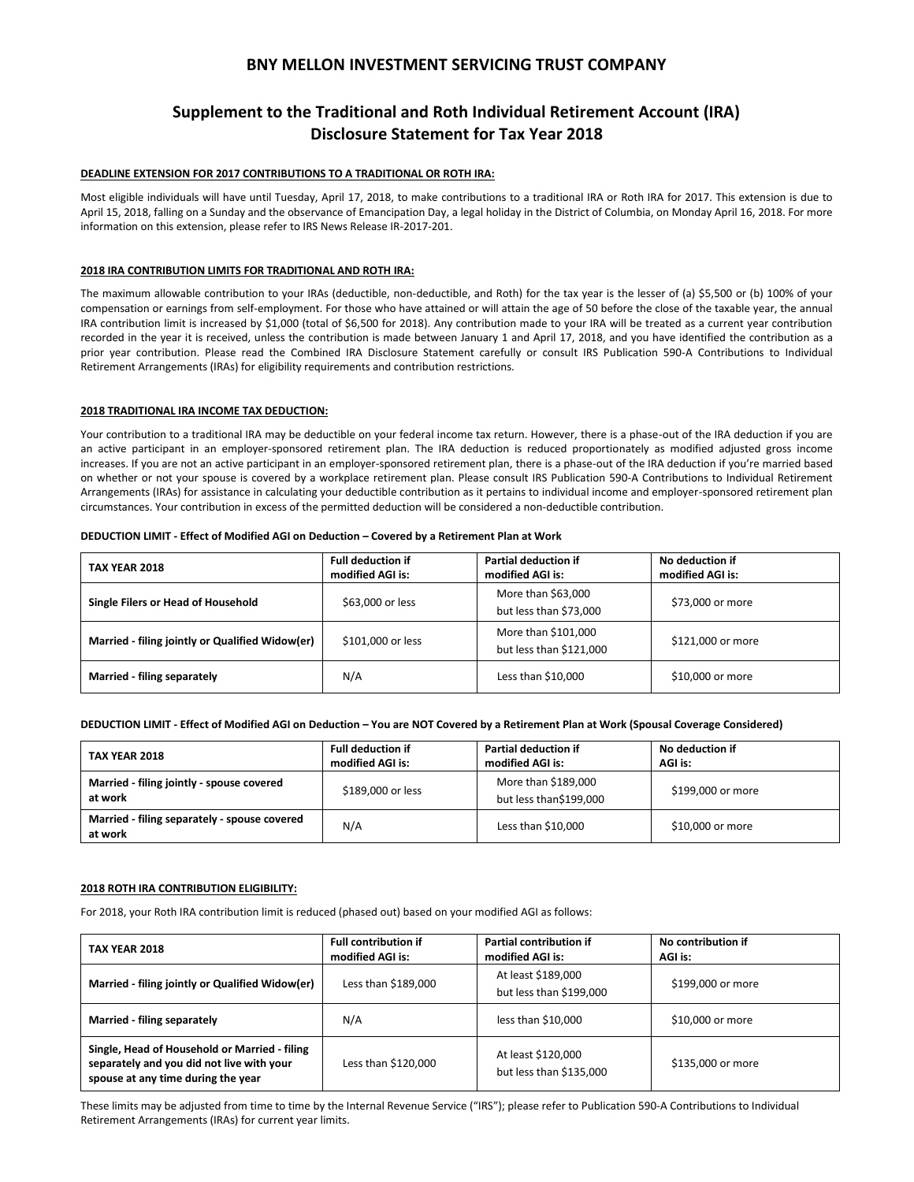# BNY MELLON INVESTMENT SERVICING TRUST COMPANY

## Supplement to the Traditional and Roth Individual Retirement Account (IRA) Disclosure Statement for Tax Year 2018

**DEADLINE EXTENSION FOR 2017 CONTRIBUTIONS TO A TRADITIONAL OR ROTH IRA:**

Most eligible individuals will have until Tuesday, April 17, 2018, to make contributions to a traditional IRA or Roth IRA for 2017. This extension is due to April 15, 2018, falling on a Sunday and the observance of Emancipation Day, a legal holiday in the District of Columbia, on Monday April 16, 2018. For more information on this extension, please refer to IRS News Release IR-2017-201.

**2018 IRA CONTRIBUTION LIMITS FOR TRADITIONAL AND ROTH IRA:**

The maximum allowable contribution to your IRAs (deductible, non-deductible, and Roth) for the tax year is the lesser of (a) $5,500 or (b) 100% of your compensation or earnings from self-employment. For those who have attained or will attain the age of 50 before the close of the taxable year, the annual IRA contribution limit is increased by $1,000 (total of $6,500 for 2018). Any contribution made to your IRA will be treated as a current year contribution recorded in the year it is received, unless the contribution is made between January 1 and April 17, 2018, and you have identified the contribution as a prior year contribution. Please read the Combined IRA Disclosure Statement carefully or consult IRS Publication 590-A Contributions to Individual Retirement Arrangements (IRAs) for eligibility requirements and contribution restrictions.

**2018 TRADITIONAL IRA INCOME TAX DEDUCTION:**

Your contribution to a traditional IRA may be deductible on your federal income tax return. However, there is a phase-out of the IRA deduction if you are an active participant in an employer-sponsored retirement plan. The IRA deduction is reduced proportionately as modified adjusted gross income increases. If you are not an active participant in an employer-sponsored retirement plan, there is a phase-out of the IRA deduction if you're married based on whether or not your spouse is covered by a workplace retirement plan. Please consult IRS Publication 590-A Contributions to Individual Retirement Arrangements (IRAs) for assistance in calculating your deductible contribution as it pertains to individual income and employer-sponsored retirement plan circumstances. Your contribution in excess of the permitted deduction will be considered a non-deductible contribution.

**DEDUCTION LIMIT - Effect of Modified AGI on Deduction – Covered by a Retirement Plan at Work**

| TAX YEAR 2018 | Full deduction if modified AGI is: | Partial deduction if modified AGI is: | No deduction if modified AGI is: |
|---|---|---|---|
| Single Filers or Head of Household | $63,000 or less | More than $63,000 but less than $73,000 | $73,000 or more |
| Married - filing jointly or Qualified Widow(er) | $101,000 or less | More than $101,000 but less than $121,000 | $121,000 or more |
| Married - filing separately | N/A | Less than $10,000 | $10,000 or more |

**DEDUCTION LIMIT - Effect of Modified AGI on Deduction – You are NOT Covered by a Retirement Plan at Work (Spousal Coverage Considered)**

| TAX YEAR 2018 | Full deduction if modified AGI is: | Partial deduction if modified AGI is: | No deduction if AGI is: |
|---|---|---|---|
| Married - filing jointly - spouse covered at work | $189,000 or less | More than $189,000 but less than$199,000 | $199,000 or more |
| Married - filing separately - spouse covered at work | N/A | Less than $10,000 | $10,000 or more |

**2018 ROTH IRA CONTRIBUTION ELIGIBILITY:**

For 2018, your Roth IRA contribution limit is reduced (phased out) based on your modified AGI as follows:

| TAX YEAR 2018 | Full contribution if modified AGI is: | Partial contribution if modified AGI is: | No contribution if AGI is: |
|---|---|---|---|
| Married - filing jointly or Qualified Widow(er) | Less than $189,000 | At least $189,000 but less than $199,000 | $199,000 or more |
| Married - filing separately | N/A | less than $10,000 | $10,000 or more |
| Single, Head of Household or Married - filing separately and you did not live with your spouse at any time during the year | Less than $120,000 | At least $120,000 but less than $135,000 | $135,000 or more |

These limits may be adjusted from time to time by the Internal Revenue Service ("IRS"); please refer to Publication 590-A Contributions to Individual Retirement Arrangements (IRAs) for current year limits.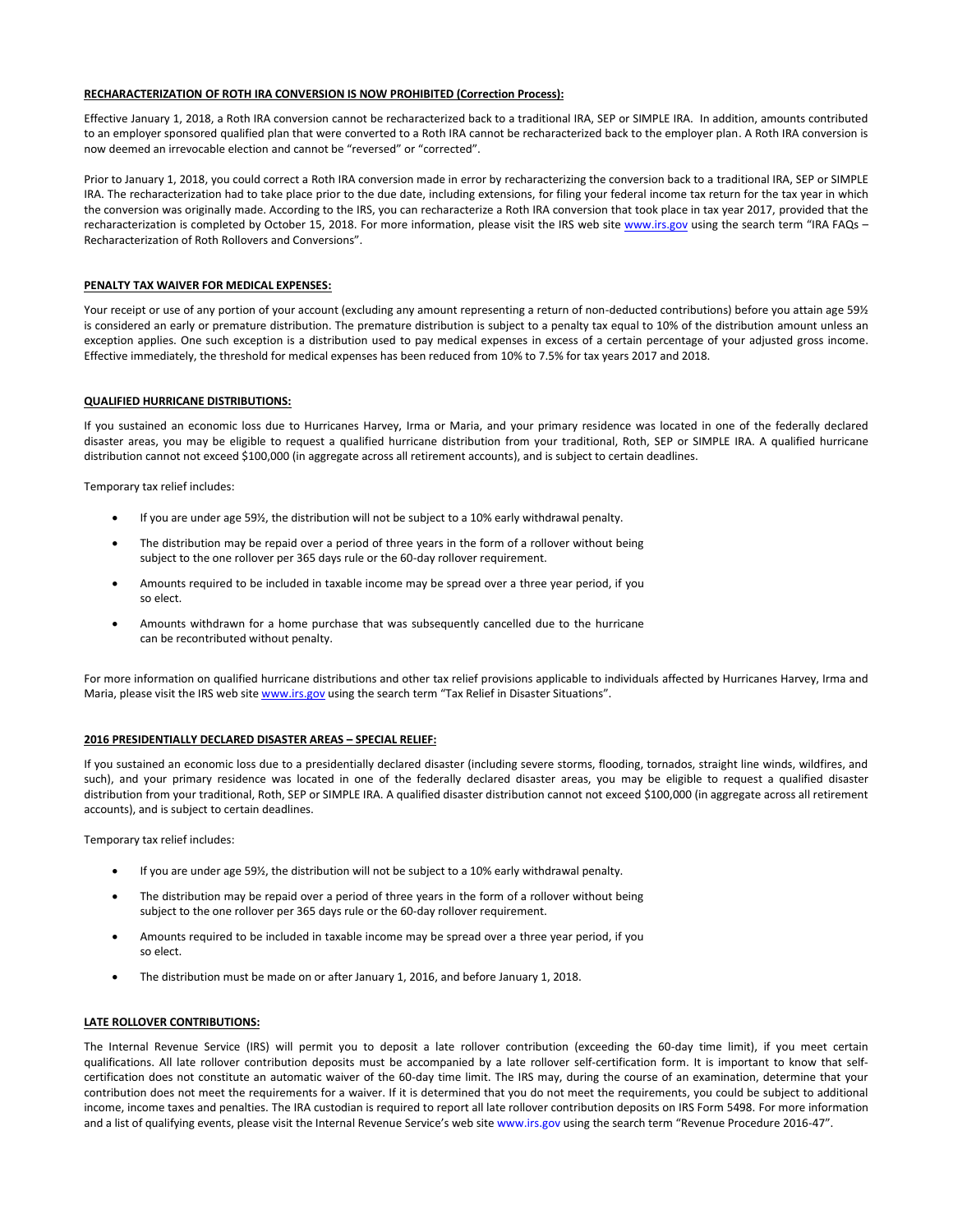**RECHARACTERIZATION OF ROTH IRA CONVERSION IS NOW PROHIBITED (Correction Process):**

Effective January 1, 2018, a Roth IRA conversion cannot be recharacterized back to a traditional IRA, SEP or SIMPLE IRA. In addition, amounts contributed to an employer sponsored qualified plan that were converted to a Roth IRA cannot be recharacterized back to the employer plan. A Roth IRA conversion is now deemed an irrevocable election and cannot be "reversed" or "corrected".

Prior to January 1, 2018, you could correct a Roth IRA conversion made in error by recharacterizing the conversion back to a traditional IRA, SEP or SIMPLE IRA. The recharacterization had to take place prior to the due date, including extensions, for filing your federal income tax return for the tax year in which the conversion was originally made. According to the IRS, you can recharacterize a Roth IRA conversion that took place in tax year 2017, provided that the recharacterization is completed by October 15, 2018. For more information, please visit the IRS web site www.irs.gov using the search term "IRA FAQs – Recharacterization of Roth Rollovers and Conversions".

**PENALTY TAX WAIVER FOR MEDICAL EXPENSES:**

Your receipt or use of any portion of your account (excluding any amount representing a return of non-deducted contributions) before you attain age 59½ is considered an early or premature distribution. The premature distribution is subject to a penalty tax equal to 10% of the distribution amount unless an exception applies. One such exception is a distribution used to pay medical expenses in excess of a certain percentage of your adjusted gross income. Effective immediately, the threshold for medical expenses has been reduced from 10% to 7.5% for tax years 2017 and 2018.

**QUALIFIED HURRICANE DISTRIBUTIONS:**

If you sustained an economic loss due to Hurricanes Harvey, Irma or Maria, and your primary residence was located in one of the federally declared disaster areas, you may be eligible to request a qualified hurricane distribution from your traditional, Roth, SEP or SIMPLE IRA. A qualified hurricane distribution cannot not exceed $100,000 (in aggregate across all retirement accounts), and is subject to certain deadlines.

Temporary tax relief includes:

- If you are under age 59½, the distribution will not be subject to a 10% early withdrawal penalty.
- The distribution may be repaid over a period of three years in the form of a rollover without being subject to the one rollover per 365 days rule or the 60-day rollover requirement.
- Amounts required to be included in taxable income may be spread over a three year period, if you so elect.
- Amounts withdrawn for a home purchase that was subsequently cancelled due to the hurricane can be recontributed without penalty.

For more information on qualified hurricane distributions and other tax relief provisions applicable to individuals affected by Hurricanes Harvey, Irma and Maria, please visit the IRS web site www.irs.gov using the search term "Tax Relief in Disaster Situations".

**2016 PRESIDENTIALLY DECLARED DISASTER AREAS – SPECIAL RELIEF:**

If you sustained an economic loss due to a presidentially declared disaster (including severe storms, flooding, tornados, straight line winds, wildfires, and such), and your primary residence was located in one of the federally declared disaster areas, you may be eligible to request a qualified disaster distribution from your traditional, Roth, SEP or SIMPLE IRA. A qualified disaster distribution cannot not exceed $100,000 (in aggregate across all retirement accounts), and is subject to certain deadlines.

Temporary tax relief includes:

- If you are under age 59½, the distribution will not be subject to a 10% early withdrawal penalty.
- The distribution may be repaid over a period of three years in the form of a rollover without being subject to the one rollover per 365 days rule or the 60-day rollover requirement.
- Amounts required to be included in taxable income may be spread over a three year period, if you so elect.
- The distribution must be made on or after January 1, 2016, and before January 1, 2018.

**LATE ROLLOVER CONTRIBUTIONS:**

The Internal Revenue Service (IRS) will permit you to deposit a late rollover contribution (exceeding the 60-day time limit), if you meet certain qualifications. All late rollover contribution deposits must be accompanied by a late rollover self-certification form. It is important to know that self-certification does not constitute an automatic waiver of the 60-day time limit. The IRS may, during the course of an examination, determine that your contribution does not meet the requirements for a waiver. If it is determined that you do not meet the requirements, you could be subject to additional income, income taxes and penalties. The IRA custodian is required to report all late rollover contribution deposits on IRS Form 5498. For more information and a list of qualifying events, please visit the Internal Revenue Service's web site www.irs.gov using the search term "Revenue Procedure 2016-47".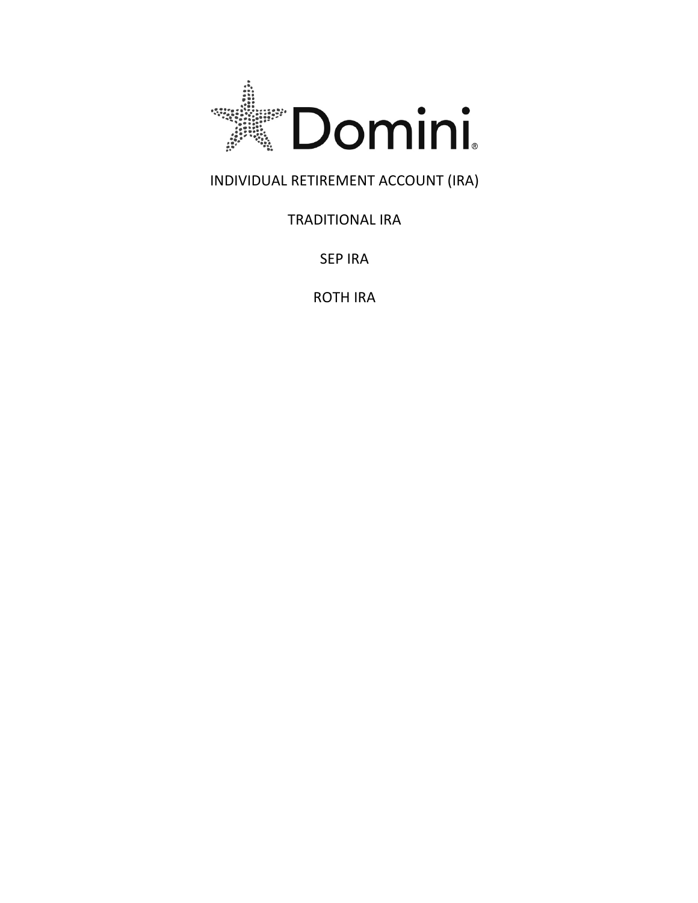Domini®

INDIVIDUAL RETIREMENT ACCOUNT (IRA)

TRADITIONAL IRA

SEP IRA

ROTH IRA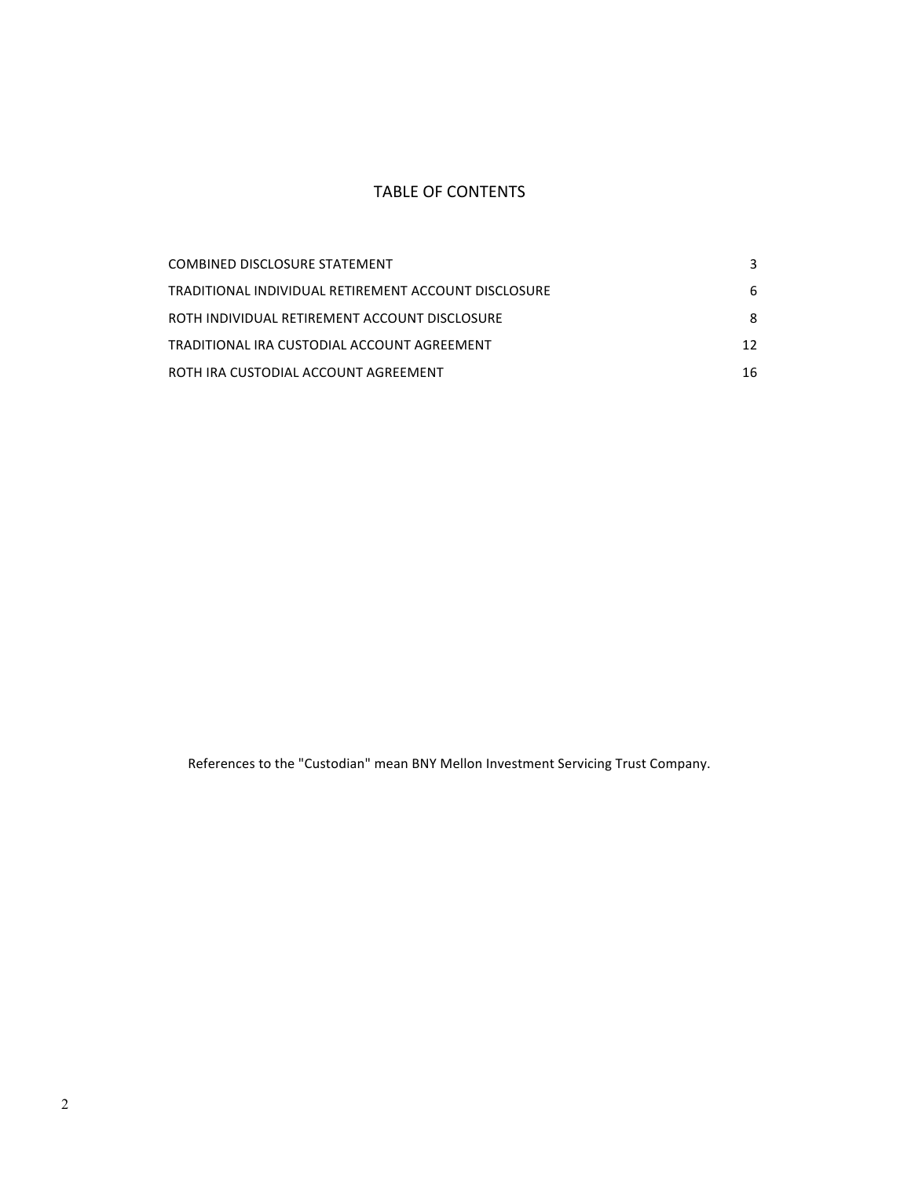# TABLE OF CONTENTS

| | |
|---|---|
| COMBINED DISCLOSURE STATEMENT | 3 |
| TRADITIONAL INDIVIDUAL RETIREMENT ACCOUNT DISCLOSURE | 6 |
| ROTH INDIVIDUAL RETIREMENT ACCOUNT DISCLOSURE | 8 |
| TRADITIONAL IRA CUSTODIAL ACCOUNT AGREEMENT | 12 |
| ROTH IRA CUSTODIAL ACCOUNT AGREEMENT | 16 |

References to the "Custodian" mean BNY Mellon Investment Servicing Trust Company.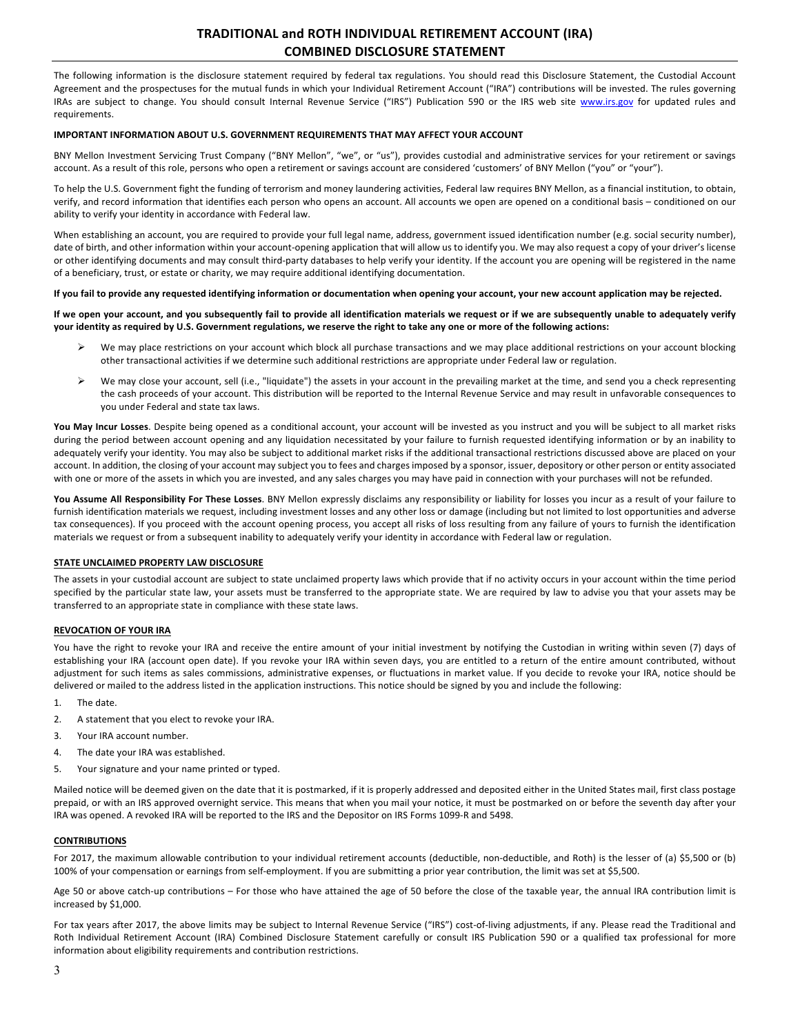# TRADITIONAL and ROTH INDIVIDUAL RETIREMENT ACCOUNT (IRA) COMBINED DISCLOSURE STATEMENT

The following information is the disclosure statement required by federal tax regulations. You should read this Disclosure Statement, the Custodial Account Agreement and the prospectuses for the mutual funds in which your Individual Retirement Account ("IRA") contributions will be invested. The rules governing IRAs are subject to change. You should consult Internal Revenue Service ("IRS") Publication 590 or the IRS web site www.irs.gov for updated rules and requirements.

**IMPORTANT INFORMATION ABOUT U.S. GOVERNMENT REQUIREMENTS THAT MAY AFFECT YOUR ACCOUNT**

BNY Mellon Investment Servicing Trust Company ("BNY Mellon", "we", or "us"), provides custodial and administrative services for your retirement or savings account. As a result of this role, persons who open a retirement or savings account are considered 'customers' of BNY Mellon ("you" or "your").

To help the U.S. Government fight the funding of terrorism and money laundering activities, Federal law requires BNY Mellon, as a financial institution, to obtain, verify, and record information that identifies each person who opens an account. All accounts we open are opened on a conditional basis – conditioned on our ability to verify your identity in accordance with Federal law.

When establishing an account, you are required to provide your full legal name, address, government issued identification number (e.g. social security number), date of birth, and other information within your account-opening application that will allow us to identify you. We may also request a copy of your driver's license or other identifying documents and may consult third-party databases to help verify your identity. If the account you are opening will be registered in the name of a beneficiary, trust, or estate or charity, we may require additional identifying documentation.

**If you fail to provide any requested identifying information or documentation when opening your account, your new account application may be rejected.**

**If we open your account, and you subsequently fail to provide all identification materials we request or if we are subsequently unable to adequately verify your identity as required by U.S. Government regulations, we reserve the right to take any one or more of the following actions:**

- We may place restrictions on your account which block all purchase transactions and we may place additional restrictions on your account blocking other transactional activities if we determine such additional restrictions are appropriate under Federal law or regulation.
- We may close your account, sell (i.e., "liquidate") the assets in your account in the prevailing market at the time, and send you a check representing the cash proceeds of your account. This distribution will be reported to the Internal Revenue Service and may result in unfavorable consequences to you under Federal and state tax laws.

**You May Incur Losses**. Despite being opened as a conditional account, your account will be invested as you instruct and you will be subject to all market risks during the period between account opening and any liquidation necessitated by your failure to furnish requested identifying information or by an inability to adequately verify your identity. You may also be subject to additional market risks if the additional transactional restrictions discussed above are placed on your account. In addition, the closing of your account may subject you to fees and charges imposed by a sponsor, issuer, depository or other person or entity associated with one or more of the assets in which you are invested, and any sales charges you may have paid in connection with your purchases will not be refunded.

**You Assume All Responsibility For These Losses**. BNY Mellon expressly disclaims any responsibility or liability for losses you incur as a result of your failure to furnish identification materials we request, including investment losses and any other loss or damage (including but not limited to lost opportunities and adverse tax consequences). If you proceed with the account opening process, you accept all risks of loss resulting from any failure of yours to furnish the identification materials we request or from a subsequent inability to adequately verify your identity in accordance with Federal law or regulation.

**STATE UNCLAIMED PROPERTY LAW DISCLOSURE**

The assets in your custodial account are subject to state unclaimed property laws which provide that if no activity occurs in your account within the time period specified by the particular state law, your assets must be transferred to the appropriate state. We are required by law to advise you that your assets may be transferred to an appropriate state in compliance with these state laws.

**REVOCATION OF YOUR IRA**

You have the right to revoke your IRA and receive the entire amount of your initial investment by notifying the Custodian in writing within seven (7) days of establishing your IRA (account open date). If you revoke your IRA within seven days, you are entitled to a return of the entire amount contributed, without adjustment for such items as sales commissions, administrative expenses, or fluctuations in market value. If you decide to revoke your IRA, notice should be delivered or mailed to the address listed in the application instructions. This notice should be signed by you and include the following:

1. The date.
2. A statement that you elect to revoke your IRA.
3. Your IRA account number.
4. The date your IRA was established.
5. Your signature and your name printed or typed.

Mailed notice will be deemed given on the date that it is postmarked, if it is properly addressed and deposited either in the United States mail, first class postage prepaid, or with an IRS approved overnight service. This means that when you mail your notice, it must be postmarked on or before the seventh day after your IRA was opened. A revoked IRA will be reported to the IRS and the Depositor on IRS Forms 1099-R and 5498.

**CONTRIBUTIONS**

For 2017, the maximum allowable contribution to your individual retirement accounts (deductible, non-deductible, and Roth) is the lesser of (a) $5,500 or (b) 100% of your compensation or earnings from self-employment. If you are submitting a prior year contribution, the limit was set at $5,500.

Age 50 or above catch-up contributions – For those who have attained the age of 50 before the close of the taxable year, the annual IRA contribution limit is increased by $1,000.

For tax years after 2017, the above limits may be subject to Internal Revenue Service ("IRS") cost-of-living adjustments, if any. Please read the Traditional and Roth Individual Retirement Account (IRA) Combined Disclosure Statement carefully or consult IRS Publication 590 or a qualified tax professional for more information about eligibility requirements and contribution restrictions.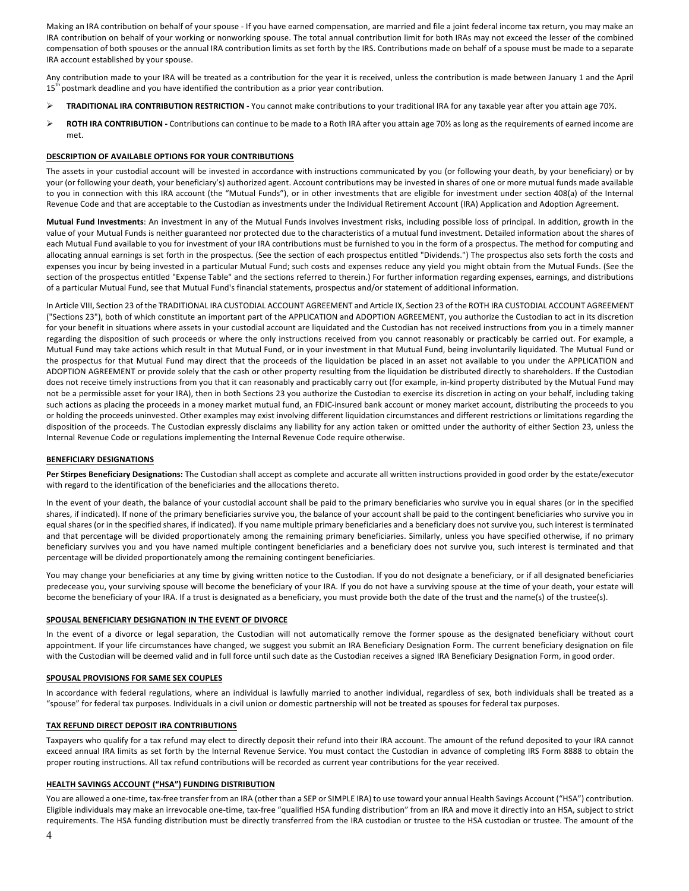Making an IRA contribution on behalf of your spouse - If you have earned compensation, are married and file a joint federal income tax return, you may make an IRA contribution on behalf of your working or nonworking spouse. The total annual contribution limit for both IRAs may not exceed the lesser of the combined compensation of both spouses or the annual IRA contribution limits as set forth by the IRS. Contributions made on behalf of a spouse must be made to a separate IRA account established by your spouse.

Any contribution made to your IRA will be treated as a contribution for the year it is received, unless the contribution is made between January 1 and the April 15th postmark deadline and you have identified the contribution as a prior year contribution.

- **TRADITIONAL IRA CONTRIBUTION RESTRICTION -** You cannot make contributions to your traditional IRA for any taxable year after you attain age 70½.
- **ROTH IRA CONTRIBUTION -** Contributions can continue to be made to a Roth IRA after you attain age 70½ as long as the requirements of earned income are met.

**DESCRIPTION OF AVAILABLE OPTIONS FOR YOUR CONTRIBUTIONS**

The assets in your custodial account will be invested in accordance with instructions communicated by you (or following your death, by your beneficiary) or by your (or following your death, your beneficiary's) authorized agent. Account contributions may be invested in shares of one or more mutual funds made available to you in connection with this IRA account (the "Mutual Funds"), or in other investments that are eligible for investment under section 408(a) of the Internal Revenue Code and that are acceptable to the Custodian as investments under the Individual Retirement Account (IRA) Application and Adoption Agreement.

**Mutual Fund Investments**: An investment in any of the Mutual Funds involves investment risks, including possible loss of principal. In addition, growth in the value of your Mutual Funds is neither guaranteed nor protected due to the characteristics of a mutual fund investment. Detailed information about the shares of each Mutual Fund available to you for investment of your IRA contributions must be furnished to you in the form of a prospectus. The method for computing and allocating annual earnings is set forth in the prospectus. (See the section of each prospectus entitled "Dividends.") The prospectus also sets forth the costs and expenses you incur by being invested in a particular Mutual Fund; such costs and expenses reduce any yield you might obtain from the Mutual Funds. (See the section of the prospectus entitled "Expense Table" and the sections referred to therein.) For further information regarding expenses, earnings, and distributions of a particular Mutual Fund, see that Mutual Fund's financial statements, prospectus and/or statement of additional information.

In Article VIII, Section 23 of the TRADITIONAL IRA CUSTODIAL ACCOUNT AGREEMENT and Article IX, Section 23 of the ROTH IRA CUSTODIAL ACCOUNT AGREEMENT ("Sections 23"), both of which constitute an important part of the APPLICATION and ADOPTION AGREEMENT, you authorize the Custodian to act in its discretion for your benefit in situations where assets in your custodial account are liquidated and the Custodian has not received instructions from you in a timely manner regarding the disposition of such proceeds or where the only instructions received from you cannot reasonably or practicably be carried out. For example, a Mutual Fund may take actions which result in that Mutual Fund, or in your investment in that Mutual Fund, being involuntarily liquidated. The Mutual Fund or the prospectus for that Mutual Fund may direct that the proceeds of the liquidation be placed in an asset not available to you under the APPLICATION and ADOPTION AGREEMENT or provide solely that the cash or other property resulting from the liquidation be distributed directly to shareholders. If the Custodian does not receive timely instructions from you that it can reasonably and practicably carry out (for example, in-kind property distributed by the Mutual Fund may not be a permissible asset for your IRA), then in both Sections 23 you authorize the Custodian to exercise its discretion in acting on your behalf, including taking such actions as placing the proceeds in a money market mutual fund, an FDIC-insured bank account or money market account, distributing the proceeds to you or holding the proceeds uninvested. Other examples may exist involving different liquidation circumstances and different restrictions or limitations regarding the disposition of the proceeds. The Custodian expressly disclaims any liability for any action taken or omitted under the authority of either Section 23, unless the Internal Revenue Code or regulations implementing the Internal Revenue Code require otherwise.

**BENEFICIARY DESIGNATIONS**

**Per Stirpes Beneficiary Designations:** The Custodian shall accept as complete and accurate all written instructions provided in good order by the estate/executor with regard to the identification of the beneficiaries and the allocations thereto.

In the event of your death, the balance of your custodial account shall be paid to the primary beneficiaries who survive you in equal shares (or in the specified shares, if indicated). If none of the primary beneficiaries survive you, the balance of your account shall be paid to the contingent beneficiaries who survive you in equal shares (or in the specified shares, if indicated). If you name multiple primary beneficiaries and a beneficiary does not survive you, such interest is terminated and that percentage will be divided proportionately among the remaining primary beneficiaries. Similarly, unless you have specified otherwise, if no primary beneficiary survives you and you have named multiple contingent beneficiaries and a beneficiary does not survive you, such interest is terminated and that percentage will be divided proportionately among the remaining contingent beneficiaries.

You may change your beneficiaries at any time by giving written notice to the Custodian. If you do not designate a beneficiary, or if all designated beneficiaries predecease you, your surviving spouse will become the beneficiary of your IRA. If you do not have a surviving spouse at the time of your death, your estate will become the beneficiary of your IRA. If a trust is designated as a beneficiary, you must provide both the date of the trust and the name(s) of the trustee(s).

**SPOUSAL BENEFICIARY DESIGNATION IN THE EVENT OF DIVORCE**

In the event of a divorce or legal separation, the Custodian will not automatically remove the former spouse as the designated beneficiary without court appointment. If your life circumstances have changed, we suggest you submit an IRA Beneficiary Designation Form. The current beneficiary designation on file with the Custodian will be deemed valid and in full force until such date as the Custodian receives a signed IRA Beneficiary Designation Form, in good order.

**SPOUSAL PROVISIONS FOR SAME SEX COUPLES**

In accordance with federal regulations, where an individual is lawfully married to another individual, regardless of sex, both individuals shall be treated as a "spouse" for federal tax purposes. Individuals in a civil union or domestic partnership will not be treated as spouses for federal tax purposes.

**TAX REFUND DIRECT DEPOSIT IRA CONTRIBUTIONS**

Taxpayers who qualify for a tax refund may elect to directly deposit their refund into their IRA account. The amount of the refund deposited to your IRA cannot exceed annual IRA limits as set forth by the Internal Revenue Service. You must contact the Custodian in advance of completing IRS Form 8888 to obtain the proper routing instructions. All tax refund contributions will be recorded as current year contributions for the year received.

**HEALTH SAVINGS ACCOUNT ("HSA") FUNDING DISTRIBUTION**

You are allowed a one-time, tax-free transfer from an IRA (other than a SEP or SIMPLE IRA) to use toward your annual Health Savings Account ("HSA") contribution. Eligible individuals may make an irrevocable one-time, tax-free "qualified HSA funding distribution" from an IRA and move it directly into an HSA, subject to strict requirements. The HSA funding distribution must be directly transferred from the IRA custodian or trustee to the HSA custodian or trustee. The amount of the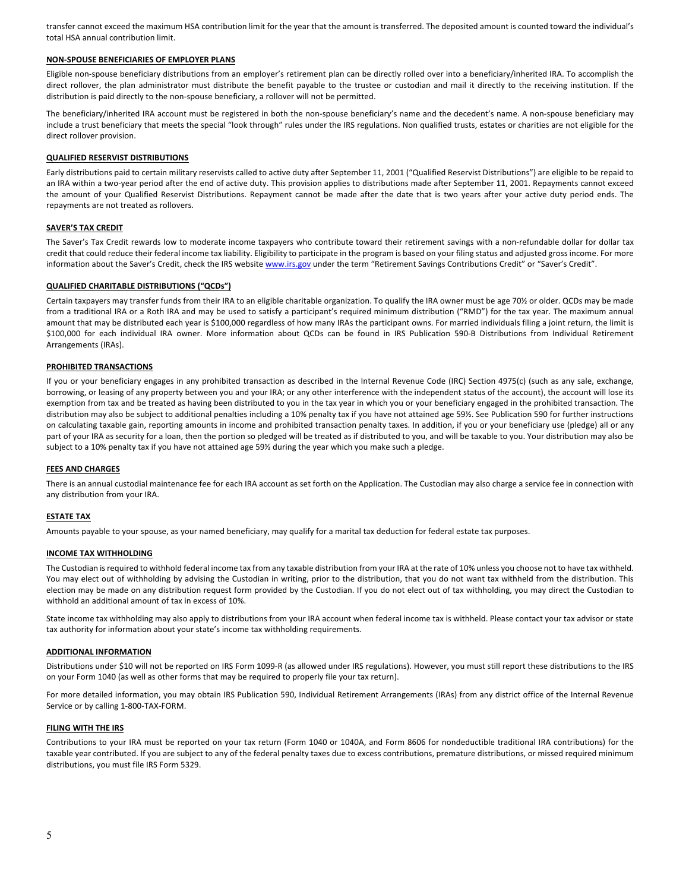transfer cannot exceed the maximum HSA contribution limit for the year that the amount is transferred. The deposited amount is counted toward the individual's total HSA annual contribution limit.

**NON-SPOUSE BENEFICIARIES OF EMPLOYER PLANS**

Eligible non-spouse beneficiary distributions from an employer's retirement plan can be directly rolled over into a beneficiary/inherited IRA. To accomplish the direct rollover, the plan administrator must distribute the benefit payable to the trustee or custodian and mail it directly to the receiving institution. If the distribution is paid directly to the non-spouse beneficiary, a rollover will not be permitted.

The beneficiary/inherited IRA account must be registered in both the non-spouse beneficiary's name and the decedent's name. A non-spouse beneficiary may include a trust beneficiary that meets the special "look through" rules under the IRS regulations. Non qualified trusts, estates or charities are not eligible for the direct rollover provision.

**QUALIFIED RESERVIST DISTRIBUTIONS**

Early distributions paid to certain military reservists called to active duty after September 11, 2001 ("Qualified Reservist Distributions") are eligible to be repaid to an IRA within a two-year period after the end of active duty. This provision applies to distributions made after September 11, 2001. Repayments cannot exceed the amount of your Qualified Reservist Distributions. Repayment cannot be made after the date that is two years after your active duty period ends. The repayments are not treated as rollovers.

**SAVER'S TAX CREDIT**

The Saver's Tax Credit rewards low to moderate income taxpayers who contribute toward their retirement savings with a non-refundable dollar for dollar tax credit that could reduce their federal income tax liability. Eligibility to participate in the program is based on your filing status and adjusted gross income. For more information about the Saver's Credit, check the IRS website www.irs.gov under the term "Retirement Savings Contributions Credit" or "Saver's Credit".

**QUALIFIED CHARITABLE DISTRIBUTIONS ("QCDs")**

Certain taxpayers may transfer funds from their IRA to an eligible charitable organization. To qualify the IRA owner must be age 70½ or older. QCDs may be made from a traditional IRA or a Roth IRA and may be used to satisfy a participant's required minimum distribution ("RMD") for the tax year. The maximum annual amount that may be distributed each year is $100,000 regardless of how many IRAs the participant owns. For married individuals filing a joint return, the limit is $100,000 for each individual IRA owner. More information about QCDs can be found in IRS Publication 590-B Distributions from Individual Retirement Arrangements (IRAs).

**PROHIBITED TRANSACTIONS**

If you or your beneficiary engages in any prohibited transaction as described in the Internal Revenue Code (IRC) Section 4975(c) (such as any sale, exchange, borrowing, or leasing of any property between you and your IRA; or any other interference with the independent status of the account), the account will lose its exemption from tax and be treated as having been distributed to you in the tax year in which you or your beneficiary engaged in the prohibited transaction. The distribution may also be subject to additional penalties including a 10% penalty tax if you have not attained age 59½. See Publication 590 for further instructions on calculating taxable gain, reporting amounts in income and prohibited transaction penalty taxes. In addition, if you or your beneficiary use (pledge) all or any part of your IRA as security for a loan, then the portion so pledged will be treated as if distributed to you, and will be taxable to you. Your distribution may also be subject to a 10% penalty tax if you have not attained age 59½ during the year which you make such a pledge.

**FEES AND CHARGES**

There is an annual custodial maintenance fee for each IRA account as set forth on the Application. The Custodian may also charge a service fee in connection with any distribution from your IRA.

**ESTATE TAX**

Amounts payable to your spouse, as your named beneficiary, may qualify for a marital tax deduction for federal estate tax purposes.

**INCOME TAX WITHHOLDING**

The Custodian is required to withhold federal income tax from any taxable distribution from your IRA at the rate of 10% unless you choose not to have tax withheld. You may elect out of withholding by advising the Custodian in writing, prior to the distribution, that you do not want tax withheld from the distribution. This election may be made on any distribution request form provided by the Custodian. If you do not elect out of tax withholding, you may direct the Custodian to withhold an additional amount of tax in excess of 10%.

State income tax withholding may also apply to distributions from your IRA account when federal income tax is withheld. Please contact your tax advisor or state tax authority for information about your state's income tax withholding requirements.

**ADDITIONAL INFORMATION**

Distributions under $10 will not be reported on IRS Form 1099-R (as allowed under IRS regulations). However, you must still report these distributions to the IRS on your Form 1040 (as well as other forms that may be required to properly file your tax return).

For more detailed information, you may obtain IRS Publication 590, Individual Retirement Arrangements (IRAs) from any district office of the Internal Revenue Service or by calling 1-800-TAX-FORM.

**FILING WITH THE IRS**

Contributions to your IRA must be reported on your tax return (Form 1040 or 1040A, and Form 8606 for nondeductible traditional IRA contributions) for the taxable year contributed. If you are subject to any of the federal penalty taxes due to excess contributions, premature distributions, or missed required minimum distributions, you must file IRS Form 5329.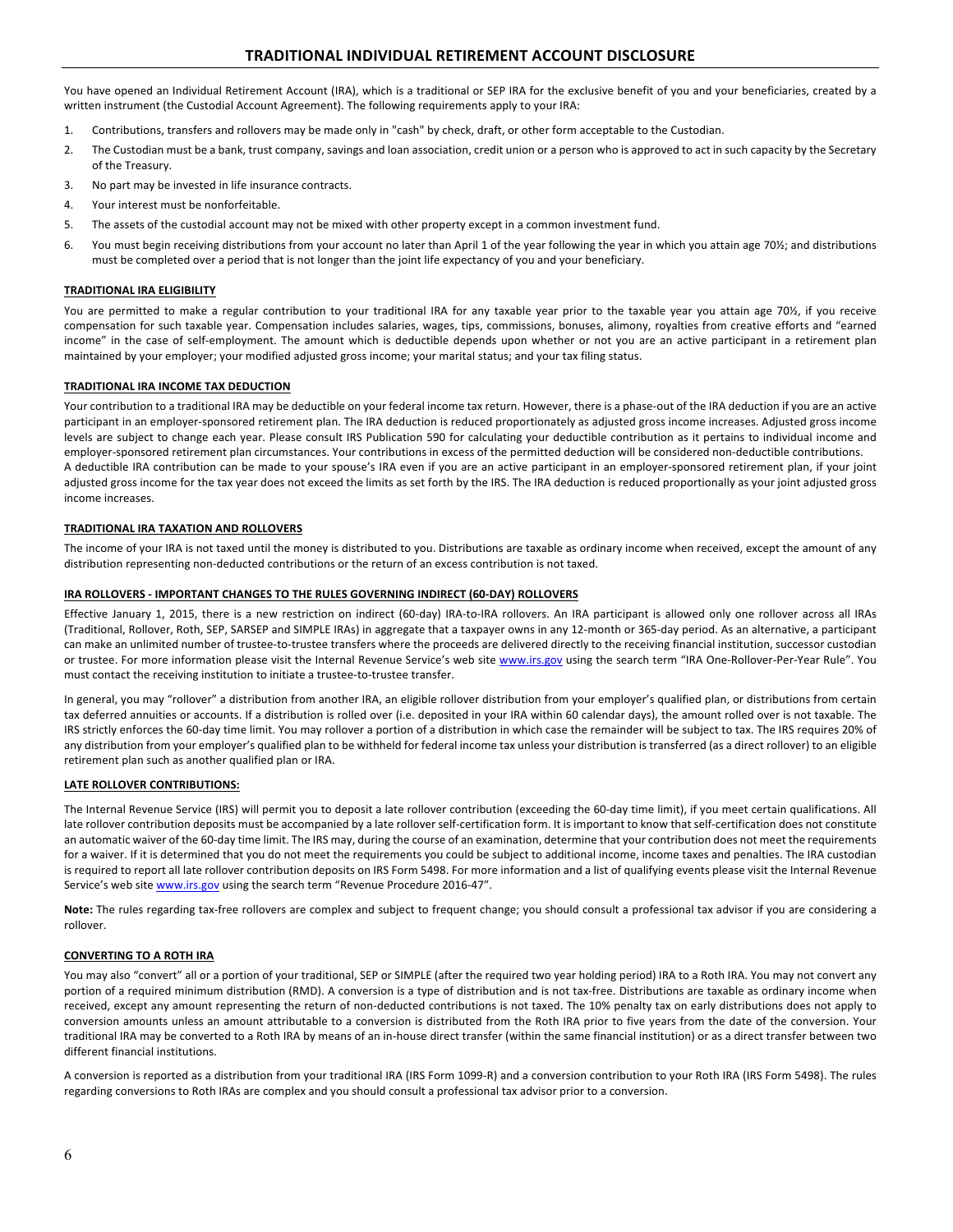# TRADITIONAL INDIVIDUAL RETIREMENT ACCOUNT DISCLOSURE

You have opened an Individual Retirement Account (IRA), which is a traditional or SEP IRA for the exclusive benefit of you and your beneficiaries, created by a written instrument (the Custodial Account Agreement). The following requirements apply to your IRA:

1. Contributions, transfers and rollovers may be made only in "cash" by check, draft, or other form acceptable to the Custodian.
2. The Custodian must be a bank, trust company, savings and loan association, credit union or a person who is approved to act in such capacity by the Secretary of the Treasury.
3. No part may be invested in life insurance contracts.
4. Your interest must be nonforfeitable.
5. The assets of the custodial account may not be mixed with other property except in a common investment fund.
6. You must begin receiving distributions from your account no later than April 1 of the year following the year in which you attain age 70½; and distributions must be completed over a period that is not longer than the joint life expectancy of you and your beneficiary.

**TRADITIONAL IRA ELIGIBILITY**

You are permitted to make a regular contribution to your traditional IRA for any taxable year prior to the taxable year you attain age 70½, if you receive compensation for such taxable year. Compensation includes salaries, wages, tips, commissions, bonuses, alimony, royalties from creative efforts and "earned income" in the case of self-employment. The amount which is deductible depends upon whether or not you are an active participant in a retirement plan maintained by your employer; your modified adjusted gross income; your marital status; and your tax filing status.

**TRADITIONAL IRA INCOME TAX DEDUCTION**

Your contribution to a traditional IRA may be deductible on your federal income tax return. However, there is a phase-out of the IRA deduction if you are an active participant in an employer-sponsored retirement plan. The IRA deduction is reduced proportionately as adjusted gross income increases. Adjusted gross income levels are subject to change each year. Please consult IRS Publication 590 for calculating your deductible contribution as it pertains to individual income and employer-sponsored retirement plan circumstances. Your contributions in excess of the permitted deduction will be considered non-deductible contributions.
A deductible IRA contribution can be made to your spouse's IRA even if you are an active participant in an employer-sponsored retirement plan, if your joint adjusted gross income for the tax year does not exceed the limits as set forth by the IRS. The IRA deduction is reduced proportionally as your joint adjusted gross income increases.

**TRADITIONAL IRA TAXATION AND ROLLOVERS**

The income of your IRA is not taxed until the money is distributed to you. Distributions are taxable as ordinary income when received, except the amount of any distribution representing non-deducted contributions or the return of an excess contribution is not taxed.

**IRA ROLLOVERS - IMPORTANT CHANGES TO THE RULES GOVERNING INDIRECT (60-DAY) ROLLOVERS**

Effective January 1, 2015, there is a new restriction on indirect (60-day) IRA-to-IRA rollovers. An IRA participant is allowed only one rollover across all IRAs (Traditional, Rollover, Roth, SEP, SARSEP and SIMPLE IRAs) in aggregate that a taxpayer owns in any 12-month or 365-day period. As an alternative, a participant can make an unlimited number of trustee-to-trustee transfers where the proceeds are delivered directly to the receiving financial institution, successor custodian or trustee. For more information please visit the Internal Revenue Service's web site www.irs.gov using the search term "IRA One-Rollover-Per-Year Rule". You must contact the receiving institution to initiate a trustee-to-trustee transfer.

In general, you may "rollover" a distribution from another IRA, an eligible rollover distribution from your employer's qualified plan, or distributions from certain tax deferred annuities or accounts. If a distribution is rolled over (i.e. deposited in your IRA within 60 calendar days), the amount rolled over is not taxable. The IRS strictly enforces the 60-day time limit. You may rollover a portion of a distribution in which case the remainder will be subject to tax. The IRS requires 20% of any distribution from your employer's qualified plan to be withheld for federal income tax unless your distribution is transferred (as a direct rollover) to an eligible retirement plan such as another qualified plan or IRA.

**LATE ROLLOVER CONTRIBUTIONS:**

The Internal Revenue Service (IRS) will permit you to deposit a late rollover contribution (exceeding the 60-day time limit), if you meet certain qualifications. All late rollover contribution deposits must be accompanied by a late rollover self-certification form. It is important to know that self-certification does not constitute an automatic waiver of the 60-day time limit. The IRS may, during the course of an examination, determine that your contribution does not meet the requirements for a waiver. If it is determined that you do not meet the requirements you could be subject to additional income, income taxes and penalties. The IRA custodian is required to report all late rollover contribution deposits on IRS Form 5498. For more information and a list of qualifying events please visit the Internal Revenue Service's web site www.irs.gov using the search term "Revenue Procedure 2016-47".

**Note:** The rules regarding tax-free rollovers are complex and subject to frequent change; you should consult a professional tax advisor if you are considering a rollover.

**CONVERTING TO A ROTH IRA**

You may also "convert" all or a portion of your traditional, SEP or SIMPLE (after the required two year holding period) IRA to a Roth IRA. You may not convert any portion of a required minimum distribution (RMD). A conversion is a type of distribution and is not tax-free. Distributions are taxable as ordinary income when received, except any amount representing the return of non-deducted contributions is not taxed. The 10% penalty tax on early distributions does not apply to conversion amounts unless an amount attributable to a conversion is distributed from the Roth IRA prior to five years from the date of the conversion. Your traditional IRA may be converted to a Roth IRA by means of an in-house direct transfer (within the same financial institution) or as a direct transfer between two different financial institutions.

A conversion is reported as a distribution from your traditional IRA (IRS Form 1099-R) and a conversion contribution to your Roth IRA (IRS Form 5498). The rules regarding conversions to Roth IRAs are complex and you should consult a professional tax advisor prior to a conversion.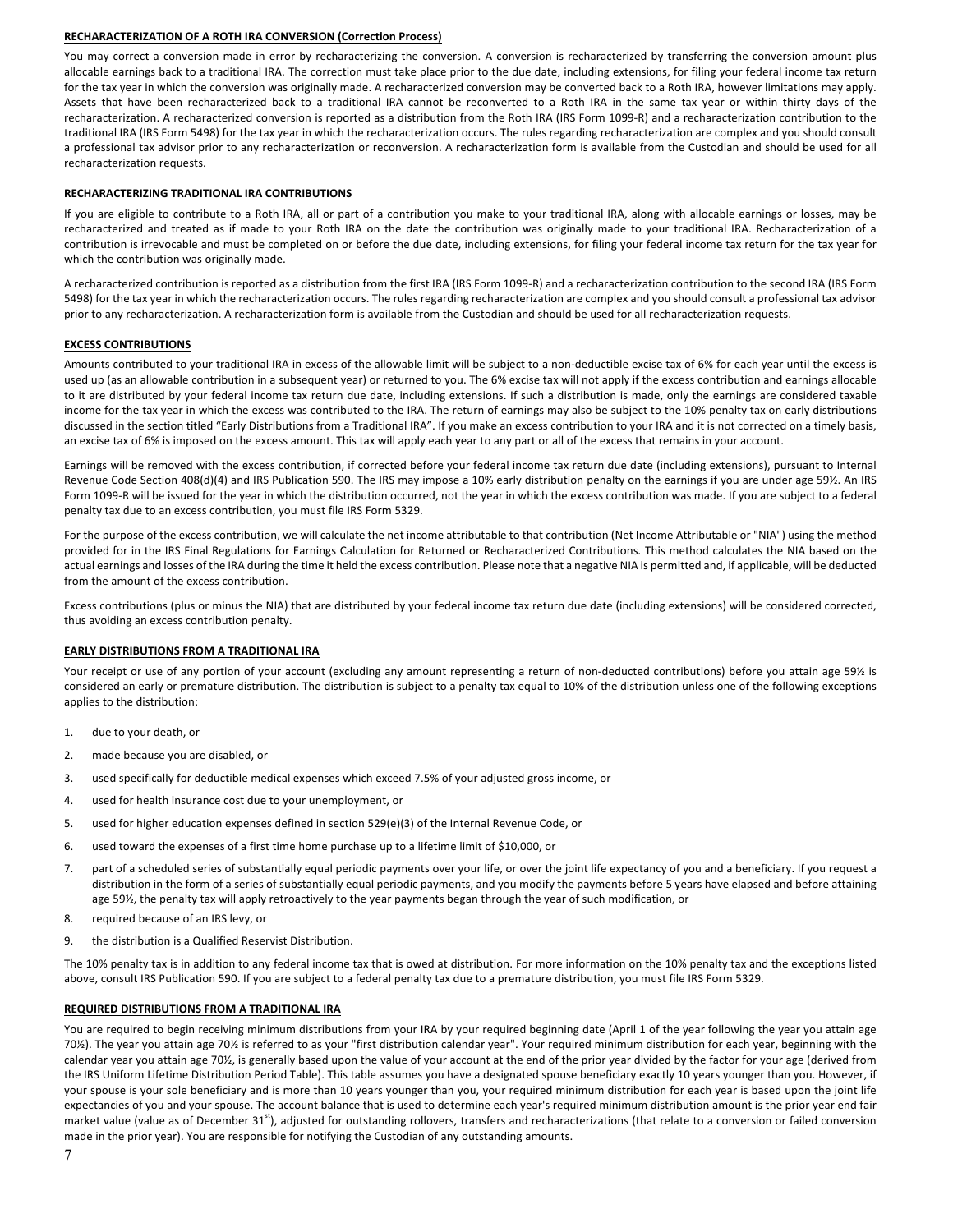#### RECHARACTERIZATION OF A ROTH IRA CONVERSION (Correction Process)

You may correct a conversion made in error by recharacterizing the conversion. A conversion is recharacterized by transferring the conversion amount plus allocable earnings back to a traditional IRA. The correction must take place prior to the due date, including extensions, for filing your federal income tax return for the tax year in which the conversion was originally made. A recharacterized conversion may be converted back to a Roth IRA, however limitations may apply. Assets that have been recharacterized back to a traditional IRA cannot be reconverted to a Roth IRA in the same tax year or within thirty days of the recharacterization. A recharacterized conversion is reported as a distribution from the Roth IRA (IRS Form 1099-R) and a recharacterization contribution to the traditional IRA (IRS Form 5498) for the tax year in which the recharacterization occurs. The rules regarding recharacterization are complex and you should consult a professional tax advisor prior to any recharacterization or reconversion. A recharacterization form is available from the Custodian and should be used for all recharacterization requests.

#### RECHARACTERIZING TRADITIONAL IRA CONTRIBUTIONS

If you are eligible to contribute to a Roth IRA, all or part of a contribution you make to your traditional IRA, along with allocable earnings or losses, may be recharacterized and treated as if made to your Roth IRA on the date the contribution was originally made to your traditional IRA. Recharacterization of a contribution is irrevocable and must be completed on or before the due date, including extensions, for filing your federal income tax return for the tax year for which the contribution was originally made.

A recharacterized contribution is reported as a distribution from the first IRA (IRS Form 1099-R) and a recharacterization contribution to the second IRA (IRS Form 5498) for the tax year in which the recharacterization occurs. The rules regarding recharacterization are complex and you should consult a professional tax advisor prior to any recharacterization. A recharacterization form is available from the Custodian and should be used for all recharacterization requests.

#### EXCESS CONTRIBUTIONS

Amounts contributed to your traditional IRA in excess of the allowable limit will be subject to a non-deductible excise tax of 6% for each year until the excess is used up (as an allowable contribution in a subsequent year) or returned to you. The 6% excise tax will not apply if the excess contribution and earnings allocable to it are distributed by your federal income tax return due date, including extensions. If such a distribution is made, only the earnings are considered taxable income for the tax year in which the excess was contributed to the IRA. The return of earnings may also be subject to the 10% penalty tax on early distributions discussed in the section titled "Early Distributions from a Traditional IRA". If you make an excess contribution to your IRA and it is not corrected on a timely basis, an excise tax of 6% is imposed on the excess amount. This tax will apply each year to any part or all of the excess that remains in your account.

Earnings will be removed with the excess contribution, if corrected before your federal income tax return due date (including extensions), pursuant to Internal Revenue Code Section 408(d)(4) and IRS Publication 590. The IRS may impose a 10% early distribution penalty on the earnings if you are under age 59½. An IRS Form 1099-R will be issued for the year in which the distribution occurred, not the year in which the excess contribution was made. If you are subject to a federal penalty tax due to an excess contribution, you must file IRS Form 5329.

For the purpose of the excess contribution, we will calculate the net income attributable to that contribution (Net Income Attributable or "NIA") using the method provided for in the IRS Final Regulations for Earnings Calculation for Returned or Recharacterized Contributions. This method calculates the NIA based on the actual earnings and losses of the IRA during the time it held the excess contribution. Please note that a negative NIA is permitted and, if applicable, will be deducted from the amount of the excess contribution.

Excess contributions (plus or minus the NIA) that are distributed by your federal income tax return due date (including extensions) will be considered corrected, thus avoiding an excess contribution penalty.

#### EARLY DISTRIBUTIONS FROM A TRADITIONAL IRA

Your receipt or use of any portion of your account (excluding any amount representing a return of non-deducted contributions) before you attain age 59½ is considered an early or premature distribution. The distribution is subject to a penalty tax equal to 10% of the distribution unless one of the following exceptions applies to the distribution:

1. due to your death, or
2. made because you are disabled, or
3. used specifically for deductible medical expenses which exceed 7.5% of your adjusted gross income, or
4. used for health insurance cost due to your unemployment, or
5. used for higher education expenses defined in section 529(e)(3) of the Internal Revenue Code, or
6. used toward the expenses of a first time home purchase up to a lifetime limit of $10,000, or
7. part of a scheduled series of substantially equal periodic payments over your life, or over the joint life expectancy of you and a beneficiary. If you request a distribution in the form of a series of substantially equal periodic payments, and you modify the payments before 5 years have elapsed and before attaining age 59½, the penalty tax will apply retroactively to the year payments began through the year of such modification, or
8. required because of an IRS levy, or
9. the distribution is a Qualified Reservist Distribution.

The 10% penalty tax is in addition to any federal income tax that is owed at distribution. For more information on the 10% penalty tax and the exceptions listed above, consult IRS Publication 590. If you are subject to a federal penalty tax due to a premature distribution, you must file IRS Form 5329.

#### REQUIRED DISTRIBUTIONS FROM A TRADITIONAL IRA

You are required to begin receiving minimum distributions from your IRA by your required beginning date (April 1 of the year following the year you attain age 70½). The year you attain age 70½ is referred to as your "first distribution calendar year". Your required minimum distribution for each year, beginning with the calendar year you attain age 70½, is generally based upon the value of your account at the end of the prior year divided by the factor for your age (derived from the IRS Uniform Lifetime Distribution Period Table). This table assumes you have a designated spouse beneficiary exactly 10 years younger than you. However, if your spouse is your sole beneficiary and is more than 10 years younger than you, your required minimum distribution for each year is based upon the joint life expectancies of you and your spouse. The account balance that is used to determine each year's required minimum distribution amount is the prior year end fair market value (value as of December 31st), adjusted for outstanding rollovers, transfers and recharacterizations (that relate to a conversion or failed conversion made in the prior year). You are responsible for notifying the Custodian of any outstanding amounts.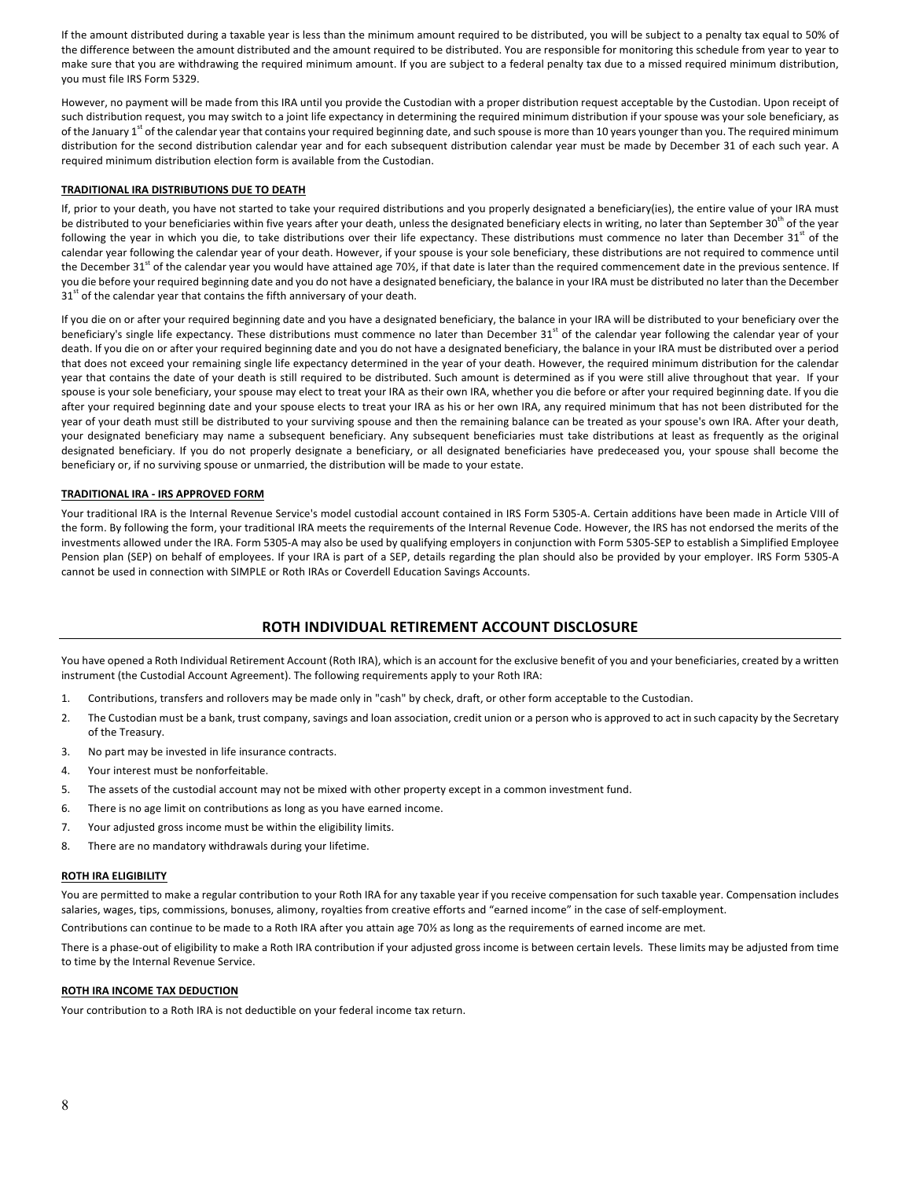If the amount distributed during a taxable year is less than the minimum amount required to be distributed, you will be subject to a penalty tax equal to 50% of the difference between the amount distributed and the amount required to be distributed. You are responsible for monitoring this schedule from year to year to make sure that you are withdrawing the required minimum amount. If you are subject to a federal penalty tax due to a missed required minimum distribution, you must file IRS Form 5329.

However, no payment will be made from this IRA until you provide the Custodian with a proper distribution request acceptable by the Custodian. Upon receipt of such distribution request, you may switch to a joint life expectancy in determining the required minimum distribution if your spouse was your sole beneficiary, as of the January 1st of the calendar year that contains your required beginning date, and such spouse is more than 10 years younger than you. The required minimum distribution for the second distribution calendar year and for each subsequent distribution calendar year must be made by December 31 of each such year. A required minimum distribution election form is available from the Custodian.

**TRADITIONAL IRA DISTRIBUTIONS DUE TO DEATH**

If, prior to your death, you have not started to take your required distributions and you properly designated a beneficiary(ies), the entire value of your IRA must be distributed to your beneficiaries within five years after your death, unless the designated beneficiary elects in writing, no later than September 30th of the year following the year in which you die, to take distributions over their life expectancy. These distributions must commence no later than December 31st of the calendar year following the calendar year of your death. However, if your spouse is your sole beneficiary, these distributions are not required to commence until the December 31st of the calendar year you would have attained age 70½, if that date is later than the required commencement date in the previous sentence. If you die before your required beginning date and you do not have a designated beneficiary, the balance in your IRA must be distributed no later than the December 31st of the calendar year that contains the fifth anniversary of your death.

If you die on or after your required beginning date and you have a designated beneficiary, the balance in your IRA will be distributed to your beneficiary over the beneficiary's single life expectancy. These distributions must commence no later than December 31st of the calendar year following the calendar year of your death. If you die on or after your required beginning date and you do not have a designated beneficiary, the balance in your IRA must be distributed over a period that does not exceed your remaining single life expectancy determined in the year of your death. However, the required minimum distribution for the calendar year that contains the date of your death is still required to be distributed. Such amount is determined as if you were still alive throughout that year. If your spouse is your sole beneficiary, your spouse may elect to treat your IRA as their own IRA, whether you die before or after your required beginning date. If you die after your required beginning date and your spouse elects to treat your IRA as his or her own IRA, any required minimum that has not been distributed for the year of your death must still be distributed to your surviving spouse and then the remaining balance can be treated as your spouse's own IRA. After your death, your designated beneficiary may name a subsequent beneficiary. Any subsequent beneficiaries must take distributions at least as frequently as the original designated beneficiary. If you do not properly designate a beneficiary, or all designated beneficiaries have predeceased you, your spouse shall become the beneficiary or, if no surviving spouse or unmarried, the distribution will be made to your estate.

**TRADITIONAL IRA - IRS APPROVED FORM**

Your traditional IRA is the Internal Revenue Service's model custodial account contained in IRS Form 5305-A. Certain additions have been made in Article VIII of the form. By following the form, your traditional IRA meets the requirements of the Internal Revenue Code. However, the IRS has not endorsed the merits of the investments allowed under the IRA. Form 5305-A may also be used by qualifying employers in conjunction with Form 5305-SEP to establish a Simplified Employee Pension plan (SEP) on behalf of employees. If your IRA is part of a SEP, details regarding the plan should also be provided by your employer. IRS Form 5305-A cannot be used in connection with SIMPLE or Roth IRAs or Coverdell Education Savings Accounts.

## ROTH INDIVIDUAL RETIREMENT ACCOUNT DISCLOSURE

You have opened a Roth Individual Retirement Account (Roth IRA), which is an account for the exclusive benefit of you and your beneficiaries, created by a written instrument (the Custodial Account Agreement). The following requirements apply to your Roth IRA:

1. Contributions, transfers and rollovers may be made only in "cash" by check, draft, or other form acceptable to the Custodian.
2. The Custodian must be a bank, trust company, savings and loan association, credit union or a person who is approved to act in such capacity by the Secretary of the Treasury.
3. No part may be invested in life insurance contracts.
4. Your interest must be nonforfeitable.
5. The assets of the custodial account may not be mixed with other property except in a common investment fund.
6. There is no age limit on contributions as long as you have earned income.
7. Your adjusted gross income must be within the eligibility limits.
8. There are no mandatory withdrawals during your lifetime.

**ROTH IRA ELIGIBILITY**

You are permitted to make a regular contribution to your Roth IRA for any taxable year if you receive compensation for such taxable year. Compensation includes salaries, wages, tips, commissions, bonuses, alimony, royalties from creative efforts and "earned income" in the case of self-employment.

Contributions can continue to be made to a Roth IRA after you attain age 70½ as long as the requirements of earned income are met.

There is a phase-out of eligibility to make a Roth IRA contribution if your adjusted gross income is between certain levels. These limits may be adjusted from time to time by the Internal Revenue Service.

**ROTH IRA INCOME TAX DEDUCTION**

Your contribution to a Roth IRA is not deductible on your federal income tax return.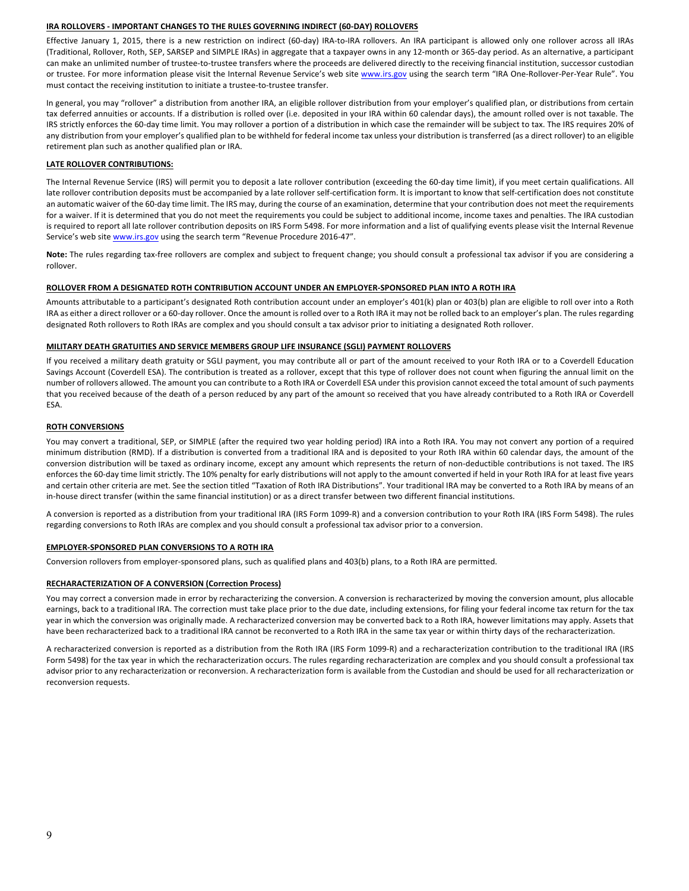## IRA ROLLOVERS - IMPORTANT CHANGES TO THE RULES GOVERNING INDIRECT (60-DAY) ROLLOVERS

Effective January 1, 2015, there is a new restriction on indirect (60-day) IRA-to-IRA rollovers. An IRA participant is allowed only one rollover across all IRAs (Traditional, Rollover, Roth, SEP, SARSEP and SIMPLE IRAs) in aggregate that a taxpayer owns in any 12-month or 365-day period. As an alternative, a participant can make an unlimited number of trustee-to-trustee transfers where the proceeds are delivered directly to the receiving financial institution, successor custodian or trustee. For more information please visit the Internal Revenue Service's web site www.irs.gov using the search term "IRA One-Rollover-Per-Year Rule". You must contact the receiving institution to initiate a trustee-to-trustee transfer.

In general, you may "rollover" a distribution from another IRA, an eligible rollover distribution from your employer's qualified plan, or distributions from certain tax deferred annuities or accounts. If a distribution is rolled over (i.e. deposited in your IRA within 60 calendar days), the amount rolled over is not taxable. The IRS strictly enforces the 60-day time limit. You may rollover a portion of a distribution in which case the remainder will be subject to tax. The IRS requires 20% of any distribution from your employer's qualified plan to be withheld for federal income tax unless your distribution is transferred (as a direct rollover) to an eligible retirement plan such as another qualified plan or IRA.

## LATE ROLLOVER CONTRIBUTIONS:

The Internal Revenue Service (IRS) will permit you to deposit a late rollover contribution (exceeding the 60-day time limit), if you meet certain qualifications. All late rollover contribution deposits must be accompanied by a late rollover self-certification form. It is important to know that self-certification does not constitute an automatic waiver of the 60-day time limit. The IRS may, during the course of an examination, determine that your contribution does not meet the requirements for a waiver. If it is determined that you do not meet the requirements you could be subject to additional income, income taxes and penalties. The IRA custodian is required to report all late rollover contribution deposits on IRS Form 5498. For more information and a list of qualifying events please visit the Internal Revenue Service's web site www.irs.gov using the search term "Revenue Procedure 2016-47".

**Note:** The rules regarding tax-free rollovers are complex and subject to frequent change; you should consult a professional tax advisor if you are considering a rollover.

## ROLLOVER FROM A DESIGNATED ROTH CONTRIBUTION ACCOUNT UNDER AN EMPLOYER-SPONSORED PLAN INTO A ROTH IRA

Amounts attributable to a participant's designated Roth contribution account under an employer's 401(k) plan or 403(b) plan are eligible to roll over into a Roth IRA as either a direct rollover or a 60-day rollover. Once the amount is rolled over to a Roth IRA it may not be rolled back to an employer's plan. The rules regarding designated Roth rollovers to Roth IRAs are complex and you should consult a tax advisor prior to initiating a designated Roth rollover.

## MILITARY DEATH GRATUITIES AND SERVICE MEMBERS GROUP LIFE INSURANCE (SGLI) PAYMENT ROLLOVERS

If you received a military death gratuity or SGLI payment, you may contribute all or part of the amount received to your Roth IRA or to a Coverdell Education Savings Account (Coverdell ESA). The contribution is treated as a rollover, except that this type of rollover does not count when figuring the annual limit on the number of rollovers allowed. The amount you can contribute to a Roth IRA or Coverdell ESA under this provision cannot exceed the total amount of such payments that you received because of the death of a person reduced by any part of the amount so received that you have already contributed to a Roth IRA or Coverdell ESA.

## ROTH CONVERSIONS

You may convert a traditional, SEP, or SIMPLE (after the required two year holding period) IRA into a Roth IRA. You may not convert any portion of a required minimum distribution (RMD). If a distribution is converted from a traditional IRA and is deposited to your Roth IRA within 60 calendar days, the amount of the conversion distribution will be taxed as ordinary income, except any amount which represents the return of non-deductible contributions is not taxed. The IRS enforces the 60-day time limit strictly. The 10% penalty for early distributions will not apply to the amount converted if held in your Roth IRA for at least five years and certain other criteria are met. See the section titled "Taxation of Roth IRA Distributions". Your traditional IRA may be converted to a Roth IRA by means of an in-house direct transfer (within the same financial institution) or as a direct transfer between two different financial institutions.

A conversion is reported as a distribution from your traditional IRA (IRS Form 1099-R) and a conversion contribution to your Roth IRA (IRS Form 5498). The rules regarding conversions to Roth IRAs are complex and you should consult a professional tax advisor prior to a conversion.

## EMPLOYER-SPONSORED PLAN CONVERSIONS TO A ROTH IRA

Conversion rollovers from employer-sponsored plans, such as qualified plans and 403(b) plans, to a Roth IRA are permitted.

## RECHARACTERIZATION OF A CONVERSION (Correction Process)

You may correct a conversion made in error by recharacterizing the conversion. A conversion is recharacterized by moving the conversion amount, plus allocable earnings, back to a traditional IRA. The correction must take place prior to the due date, including extensions, for filing your federal income tax return for the tax year in which the conversion was originally made. A recharacterized conversion may be converted back to a Roth IRA, however limitations may apply. Assets that have been recharacterized back to a traditional IRA cannot be reconverted to a Roth IRA in the same tax year or within thirty days of the recharacterization.

A recharacterized conversion is reported as a distribution from the Roth IRA (IRS Form 1099-R) and a recharacterization contribution to the traditional IRA (IRS Form 5498) for the tax year in which the recharacterization occurs. The rules regarding recharacterization are complex and you should consult a professional tax advisor prior to any recharacterization or reconversion. A recharacterization form is available from the Custodian and should be used for all recharacterization or reconversion requests.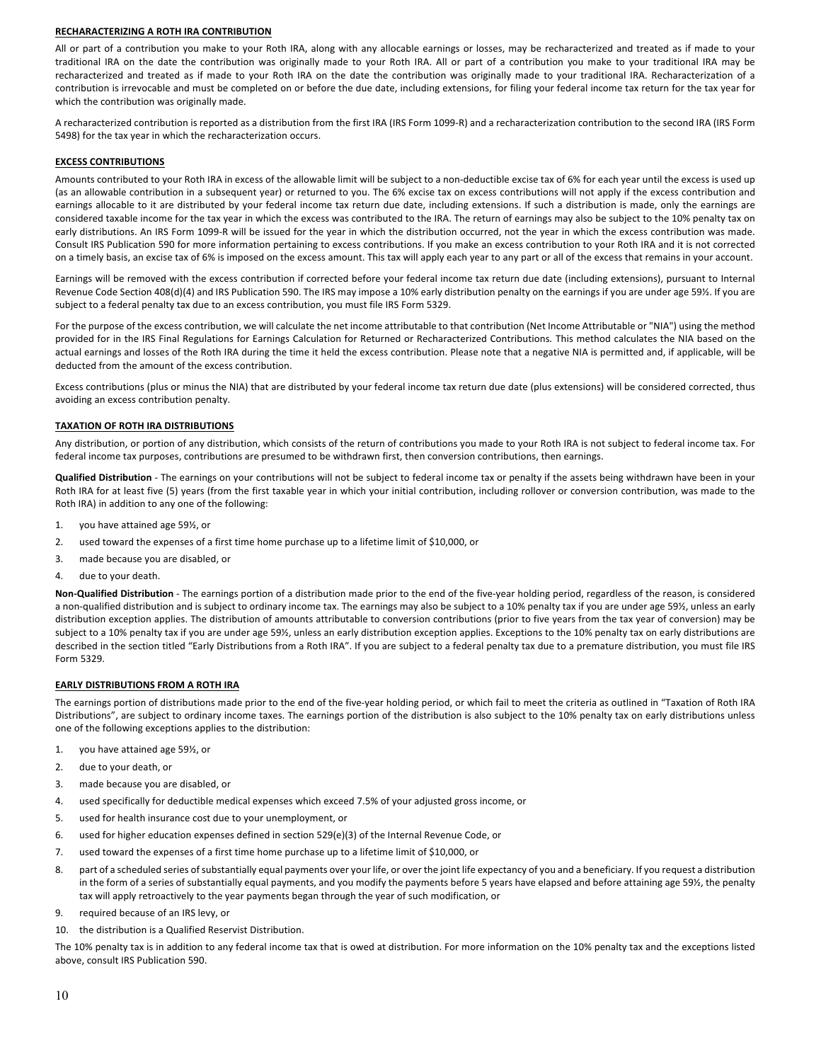## RECHARACTERIZING A ROTH IRA CONTRIBUTION

All or part of a contribution you make to your Roth IRA, along with any allocable earnings or losses, may be recharacterized and treated as if made to your traditional IRA on the date the contribution was originally made to your Roth IRA. All or part of a contribution you make to your traditional IRA may be recharacterized and treated as if made to your Roth IRA on the date the contribution was originally made to your traditional IRA. Recharacterization of a contribution is irrevocable and must be completed on or before the due date, including extensions, for filing your federal income tax return for the tax year for which the contribution was originally made.

A recharacterized contribution is reported as a distribution from the first IRA (IRS Form 1099-R) and a recharacterization contribution to the second IRA (IRS Form 5498) for the tax year in which the recharacterization occurs.

## EXCESS CONTRIBUTIONS

Amounts contributed to your Roth IRA in excess of the allowable limit will be subject to a non-deductible excise tax of 6% for each year until the excess is used up (as an allowable contribution in a subsequent year) or returned to you. The 6% excise tax on excess contributions will not apply if the excess contribution and earnings allocable to it are distributed by your federal income tax return due date, including extensions. If such a distribution is made, only the earnings are considered taxable income for the tax year in which the excess was contributed to the IRA. The return of earnings may also be subject to the 10% penalty tax on early distributions. An IRS Form 1099-R will be issued for the year in which the distribution occurred, not the year in which the excess contribution was made. Consult IRS Publication 590 for more information pertaining to excess contributions. If you make an excess contribution to your Roth IRA and it is not corrected on a timely basis, an excise tax of 6% is imposed on the excess amount. This tax will apply each year to any part or all of the excess that remains in your account.

Earnings will be removed with the excess contribution if corrected before your federal income tax return due date (including extensions), pursuant to Internal Revenue Code Section 408(d)(4) and IRS Publication 590. The IRS may impose a 10% early distribution penalty on the earnings if you are under age 59½. If you are subject to a federal penalty tax due to an excess contribution, you must file IRS Form 5329.

For the purpose of the excess contribution, we will calculate the net income attributable to that contribution (Net Income Attributable or "NIA") using the method provided for in the IRS Final Regulations for Earnings Calculation for Returned or Recharacterized Contributions. This method calculates the NIA based on the actual earnings and losses of the Roth IRA during the time it held the excess contribution. Please note that a negative NIA is permitted and, if applicable, will be deducted from the amount of the excess contribution.

Excess contributions (plus or minus the NIA) that are distributed by your federal income tax return due date (plus extensions) will be considered corrected, thus avoiding an excess contribution penalty.

## TAXATION OF ROTH IRA DISTRIBUTIONS

Any distribution, or portion of any distribution, which consists of the return of contributions you made to your Roth IRA is not subject to federal income tax. For federal income tax purposes, contributions are presumed to be withdrawn first, then conversion contributions, then earnings.

**Qualified Distribution** - The earnings on your contributions will not be subject to federal income tax or penalty if the assets being withdrawn have been in your Roth IRA for at least five (5) years (from the first taxable year in which your initial contribution, including rollover or conversion contribution, was made to the Roth IRA) in addition to any one of the following:

1. you have attained age 59½, or
2. used toward the expenses of a first time home purchase up to a lifetime limit of $10,000, or
3. made because you are disabled, or
4. due to your death.

**Non-Qualified Distribution** - The earnings portion of a distribution made prior to the end of the five-year holding period, regardless of the reason, is considered a non-qualified distribution and is subject to ordinary income tax. The earnings may also be subject to a 10% penalty tax if you are under age 59½, unless an early distribution exception applies. The distribution of amounts attributable to conversion contributions (prior to five years from the tax year of conversion) may be subject to a 10% penalty tax if you are under age 59½, unless an early distribution exception applies. Exceptions to the 10% penalty tax on early distributions are described in the section titled "Early Distributions from a Roth IRA". If you are subject to a federal penalty tax due to a premature distribution, you must file IRS Form 5329.

## EARLY DISTRIBUTIONS FROM A ROTH IRA

The earnings portion of distributions made prior to the end of the five-year holding period, or which fail to meet the criteria as outlined in "Taxation of Roth IRA Distributions", are subject to ordinary income taxes. The earnings portion of the distribution is also subject to the 10% penalty tax on early distributions unless one of the following exceptions applies to the distribution:

1. you have attained age 59½, or
2. due to your death, or
3. made because you are disabled, or
4. used specifically for deductible medical expenses which exceed 7.5% of your adjusted gross income, or
5. used for health insurance cost due to your unemployment, or
6. used for higher education expenses defined in section 529(e)(3) of the Internal Revenue Code, or
7. used toward the expenses of a first time home purchase up to a lifetime limit of $10,000, or
8. part of a scheduled series of substantially equal payments over your life, or over the joint life expectancy of you and a beneficiary. If you request a distribution in the form of a series of substantially equal payments, and you modify the payments before 5 years have elapsed and before attaining age 59½, the penalty tax will apply retroactively to the year payments began through the year of such modification, or
9. required because of an IRS levy, or
10. the distribution is a Qualified Reservist Distribution.

The 10% penalty tax is in addition to any federal income tax that is owed at distribution. For more information on the 10% penalty tax and the exceptions listed above, consult IRS Publication 590.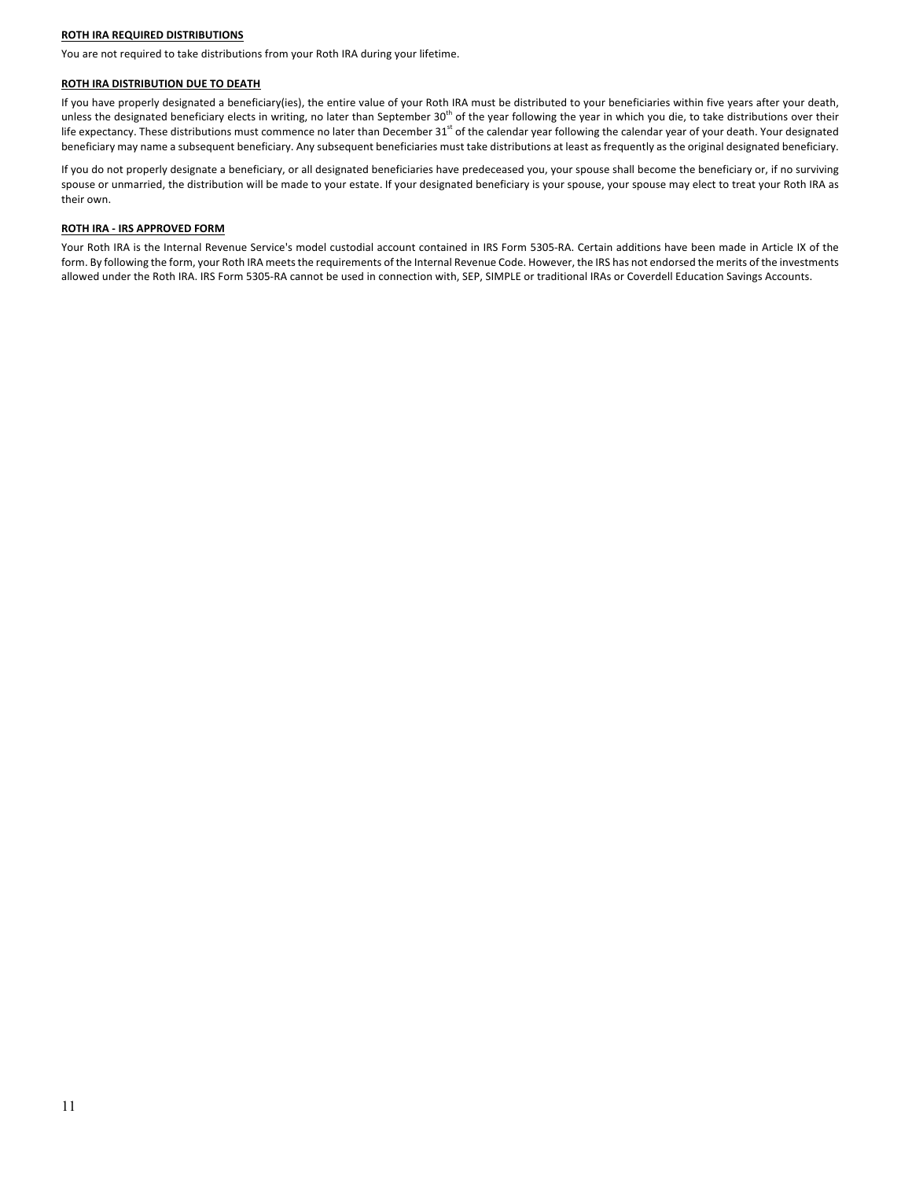#### ROTH IRA REQUIRED DISTRIBUTIONS

You are not required to take distributions from your Roth IRA during your lifetime.

#### ROTH IRA DISTRIBUTION DUE TO DEATH

If you have properly designated a beneficiary(ies), the entire value of your Roth IRA must be distributed to your beneficiaries within five years after your death, unless the designated beneficiary elects in writing, no later than September 30th of the year following the year in which you die, to take distributions over their life expectancy. These distributions must commence no later than December 31st of the calendar year following the calendar year of your death. Your designated beneficiary may name a subsequent beneficiary. Any subsequent beneficiaries must take distributions at least as frequently as the original designated beneficiary.

If you do not properly designate a beneficiary, or all designated beneficiaries have predeceased you, your spouse shall become the beneficiary or, if no surviving spouse or unmarried, the distribution will be made to your estate. If your designated beneficiary is your spouse, your spouse may elect to treat your Roth IRA as their own.

#### ROTH IRA - IRS APPROVED FORM

Your Roth IRA is the Internal Revenue Service's model custodial account contained in IRS Form 5305-RA. Certain additions have been made in Article IX of the form. By following the form, your Roth IRA meets the requirements of the Internal Revenue Code. However, the IRS has not endorsed the merits of the investments allowed under the Roth IRA. IRS Form 5305-RA cannot be used in connection with, SEP, SIMPLE or traditional IRAs or Coverdell Education Savings Accounts.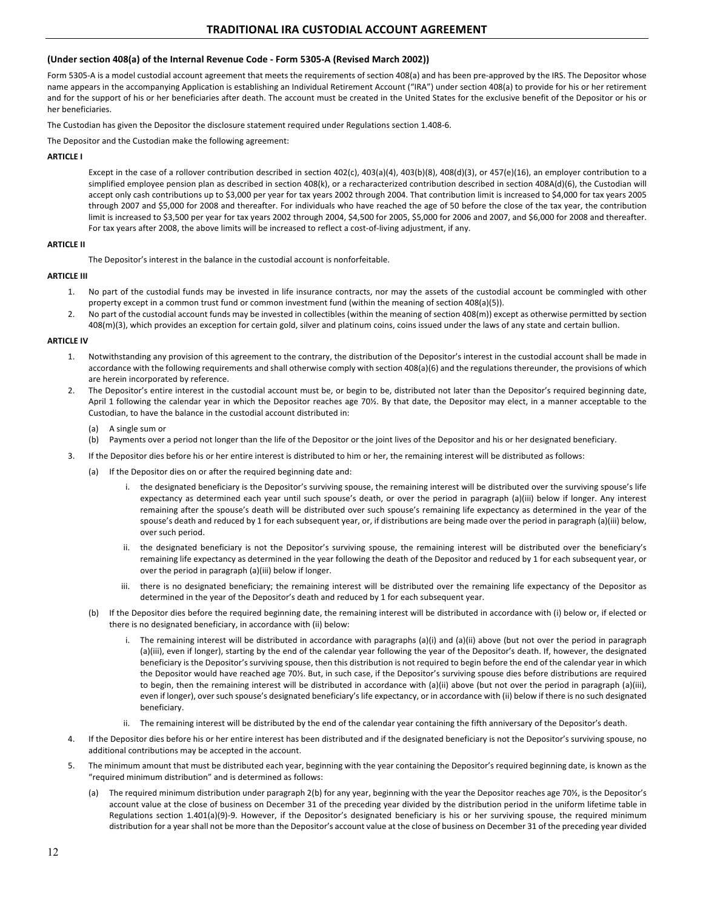# TRADITIONAL IRA CUSTODIAL ACCOUNT AGREEMENT

**(Under section 408(a) of the Internal Revenue Code - Form 5305-A (Revised March 2002))**

Form 5305-A is a model custodial account agreement that meets the requirements of section 408(a) and has been pre-approved by the IRS. The Depositor whose name appears in the accompanying Application is establishing an Individual Retirement Account ("IRA") under section 408(a) to provide for his or her retirement and for the support of his or her beneficiaries after death. The account must be created in the United States for the exclusive benefit of the Depositor or his or her beneficiaries.

The Custodian has given the Depositor the disclosure statement required under Regulations section 1.408-6.

The Depositor and the Custodian make the following agreement:

**ARTICLE I**

Except in the case of a rollover contribution described in section 402(c), 403(a)(4), 403(b)(8), 408(d)(3), or 457(e)(16), an employer contribution to a simplified employee pension plan as described in section 408(k), or a recharacterized contribution described in section 408A(d)(6), the Custodian will accept only cash contributions up to $3,000 per year for tax years 2002 through 2004. That contribution limit is increased to $4,000 for tax years 2005 through 2007 and $5,000 for 2008 and thereafter. For individuals who have reached the age of 50 before the close of the tax year, the contribution limit is increased to $3,500 per year for tax years 2002 through 2004, $4,500 for 2005, $5,000 for 2006 and 2007, and $6,000 for 2008 and thereafter. For tax years after 2008, the above limits will be increased to reflect a cost-of-living adjustment, if any.

**ARTICLE II**

The Depositor's interest in the balance in the custodial account is nonforfeitable.

**ARTICLE III**

1. No part of the custodial funds may be invested in life insurance contracts, nor may the assets of the custodial account be commingled with other property except in a common trust fund or common investment fund (within the meaning of section 408(a)(5)).
2. No part of the custodial account funds may be invested in collectibles (within the meaning of section 408(m)) except as otherwise permitted by section 408(m)(3), which provides an exception for certain gold, silver and platinum coins, coins issued under the laws of any state and certain bullion.

**ARTICLE IV**

1. Notwithstanding any provision of this agreement to the contrary, the distribution of the Depositor's interest in the custodial account shall be made in accordance with the following requirements and shall otherwise comply with section 408(a)(6) and the regulations thereunder, the provisions of which are herein incorporated by reference.
2. The Depositor's entire interest in the custodial account must be, or begin to be, distributed not later than the Depositor's required beginning date, April 1 following the calendar year in which the Depositor reaches age 70½. By that date, the Depositor may elect, in a manner acceptable to the Custodian, to have the balance in the custodial account distributed in:
   (a) A single sum or
   (b) Payments over a period not longer than the life of the Depositor or the joint lives of the Depositor and his or her designated beneficiary.
3. If the Depositor dies before his or her entire interest is distributed to him or her, the remaining interest will be distributed as follows:
   (a) If the Depositor dies on or after the required beginning date and:
      i. the designated beneficiary is the Depositor's surviving spouse, the remaining interest will be distributed over the surviving spouse's life expectancy as determined each year until such spouse's death, or over the period in paragraph (a)(iii) below if longer. Any interest remaining after the spouse's death will be distributed over such spouse's remaining life expectancy as determined in the year of the spouse's death and reduced by 1 for each subsequent year, or, if distributions are being made over the period in paragraph (a)(iii) below, over such period.
      ii. the designated beneficiary is not the Depositor's surviving spouse, the remaining interest will be distributed over the beneficiary's remaining life expectancy as determined in the year following the death of the Depositor and reduced by 1 for each subsequent year, or over the period in paragraph (a)(iii) below if longer.
      iii. there is no designated beneficiary; the remaining interest will be distributed over the remaining life expectancy of the Depositor as determined in the year of the Depositor's death and reduced by 1 for each subsequent year.
   (b) If the Depositor dies before the required beginning date, the remaining interest will be distributed in accordance with (i) below or, if elected or there is no designated beneficiary, in accordance with (ii) below:
      i. The remaining interest will be distributed in accordance with paragraphs (a)(i) and (a)(ii) above (but not over the period in paragraph (a)(iii), even if longer), starting by the end of the calendar year following the year of the Depositor's death. If, however, the designated beneficiary is the Depositor's surviving spouse, then this distribution is not required to begin before the end of the calendar year in which the Depositor would have reached age 70½. But, in such case, if the Depositor's surviving spouse dies before distributions are required to begin, then the remaining interest will be distributed in accordance with (a)(ii) above (but not over the period in paragraph (a)(iii), even if longer), over such spouse's designated beneficiary's life expectancy, or in accordance with (ii) below if there is no such designated beneficiary.
      ii. The remaining interest will be distributed by the end of the calendar year containing the fifth anniversary of the Depositor's death.
4. If the Depositor dies before his or her entire interest has been distributed and if the designated beneficiary is not the Depositor's surviving spouse, no additional contributions may be accepted in the account.
5. The minimum amount that must be distributed each year, beginning with the year containing the Depositor's required beginning date, is known as the "required minimum distribution" and is determined as follows:
   (a) The required minimum distribution under paragraph 2(b) for any year, beginning with the year the Depositor reaches age 70½, is the Depositor's account value at the close of business on December 31 of the preceding year divided by the distribution period in the uniform lifetime table in Regulations section 1.401(a)(9)-9. However, if the Depositor's designated beneficiary is his or her surviving spouse, the required minimum distribution for a year shall not be more than the Depositor's account value at the close of business on December 31 of the preceding year divided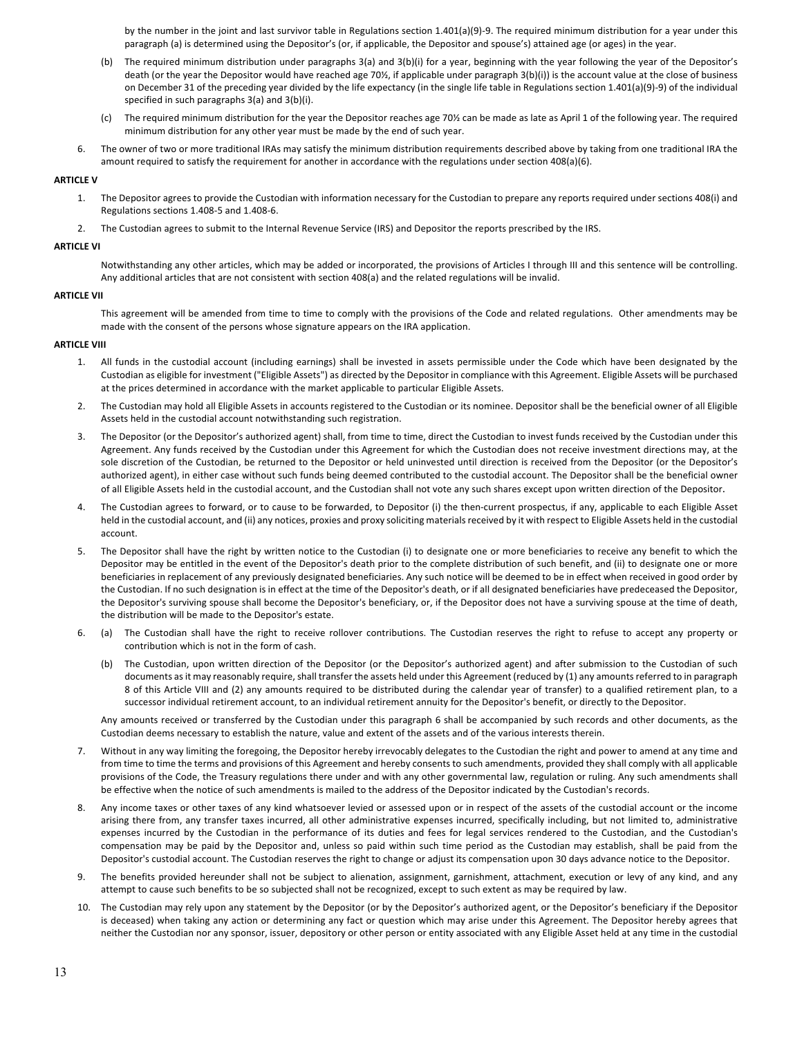by the number in the joint and last survivor table in Regulations section 1.401(a)(9)-9. The required minimum distribution for a year under this paragraph (a) is determined using the Depositor's (or, if applicable, the Depositor and spouse's) attained age (or ages) in the year.

(b) The required minimum distribution under paragraphs 3(a) and 3(b)(i) for a year, beginning with the year following the year of the Depositor's death (or the year the Depositor would have reached age 70½, if applicable under paragraph 3(b)(i)) is the account value at the close of business on December 31 of the preceding year divided by the life expectancy (in the single life table in Regulations section 1.401(a)(9)-9) of the individual specified in such paragraphs 3(a) and 3(b)(i).

(c) The required minimum distribution for the year the Depositor reaches age 70½ can be made as late as April 1 of the following year. The required minimum distribution for any other year must be made by the end of such year.

6. The owner of two or more traditional IRAs may satisfy the minimum distribution requirements described above by taking from one traditional IRA the amount required to satisfy the requirement for another in accordance with the regulations under section 408(a)(6).

**ARTICLE V**

1. The Depositor agrees to provide the Custodian with information necessary for the Custodian to prepare any reports required under sections 408(i) and Regulations sections 1.408-5 and 1.408-6.
2. The Custodian agrees to submit to the Internal Revenue Service (IRS) and Depositor the reports prescribed by the IRS.

**ARTICLE VI**

Notwithstanding any other articles, which may be added or incorporated, the provisions of Articles I through III and this sentence will be controlling. Any additional articles that are not consistent with section 408(a) and the related regulations will be invalid.

**ARTICLE VII**

This agreement will be amended from time to time to comply with the provisions of the Code and related regulations. Other amendments may be made with the consent of the persons whose signature appears on the IRA application.

**ARTICLE VIII**

1. All funds in the custodial account (including earnings) shall be invested in assets permissible under the Code which have been designated by the Custodian as eligible for investment ("Eligible Assets") as directed by the Depositor in compliance with this Agreement. Eligible Assets will be purchased at the prices determined in accordance with the market applicable to particular Eligible Assets.
2. The Custodian may hold all Eligible Assets in accounts registered to the Custodian or its nominee. Depositor shall be the beneficial owner of all Eligible Assets held in the custodial account notwithstanding such registration.
3. The Depositor (or the Depositor's authorized agent) shall, from time to time, direct the Custodian to invest funds received by the Custodian under this Agreement. Any funds received by the Custodian under this Agreement for which the Custodian does not receive investment directions may, at the sole discretion of the Custodian, be returned to the Depositor or held uninvested until direction is received from the Depositor (or the Depositor's authorized agent), in either case without such funds being deemed contributed to the custodial account. The Depositor shall be the beneficial owner of all Eligible Assets held in the custodial account, and the Custodian shall not vote any such shares except upon written direction of the Depositor.
4. The Custodian agrees to forward, or to cause to be forwarded, to Depositor (i) the then-current prospectus, if any, applicable to each Eligible Asset held in the custodial account, and (ii) any notices, proxies and proxy soliciting materials received by it with respect to Eligible Assets held in the custodial account.
5. The Depositor shall have the right by written notice to the Custodian (i) to designate one or more beneficiaries to receive any benefit to which the Depositor may be entitled in the event of the Depositor's death prior to the complete distribution of such benefit, and (ii) to designate one or more beneficiaries in replacement of any previously designated beneficiaries. Any such notice will be deemed to be in effect when received in good order by the Custodian. If no such designation is in effect at the time of the Depositor's death, or if all designated beneficiaries have predeceased the Depositor, the Depositor's surviving spouse shall become the Depositor's beneficiary, or, if the Depositor does not have a surviving spouse at the time of death, the distribution will be made to the Depositor's estate.
6. (a) The Custodian shall have the right to receive rollover contributions. The Custodian reserves the right to refuse to accept any property or contribution which is not in the form of cash.

   (b) The Custodian, upon written direction of the Depositor (or the Depositor's authorized agent) and after submission to the Custodian of such documents as it may reasonably require, shall transfer the assets held under this Agreement (reduced by (1) any amounts referred to in paragraph 8 of this Article VIII and (2) any amounts required to be distributed during the calendar year of transfer) to a qualified retirement plan, to a successor individual retirement account, to an individual retirement annuity for the Depositor's benefit, or directly to the Depositor.

   Any amounts received or transferred by the Custodian under this paragraph 6 shall be accompanied by such records and other documents, as the Custodian deems necessary to establish the nature, value and extent of the assets and of the various interests therein.
7. Without in any way limiting the foregoing, the Depositor hereby irrevocably delegates to the Custodian the right and power to amend at any time and from time to time the terms and provisions of this Agreement and hereby consents to such amendments, provided they shall comply with all applicable provisions of the Code, the Treasury regulations there under and with any other governmental law, regulation or ruling. Any such amendments shall be effective when the notice of such amendments is mailed to the address of the Depositor indicated by the Custodian's records.
8. Any income taxes or other taxes of any kind whatsoever levied or assessed upon or in respect of the assets of the custodial account or the income arising there from, any transfer taxes incurred, all other administrative expenses incurred, specifically including, but not limited to, administrative expenses incurred by the Custodian in the performance of its duties and fees for legal services rendered to the Custodian, and the Custodian's compensation may be paid by the Depositor and, unless so paid within such time period as the Custodian may establish, shall be paid from the Depositor's custodial account. The Custodian reserves the right to change or adjust its compensation upon 30 days advance notice to the Depositor.
9. The benefits provided hereunder shall not be subject to alienation, assignment, garnishment, attachment, execution or levy of any kind, and any attempt to cause such benefits to be so subjected shall not be recognized, except to such extent as may be required by law.
10. The Custodian may rely upon any statement by the Depositor (or by the Depositor's authorized agent, or the Depositor's beneficiary if the Depositor is deceased) when taking any action or determining any fact or question which may arise under this Agreement. The Depositor hereby agrees that neither the Custodian nor any sponsor, issuer, depository or other person or entity associated with any Eligible Asset held at any time in the custodial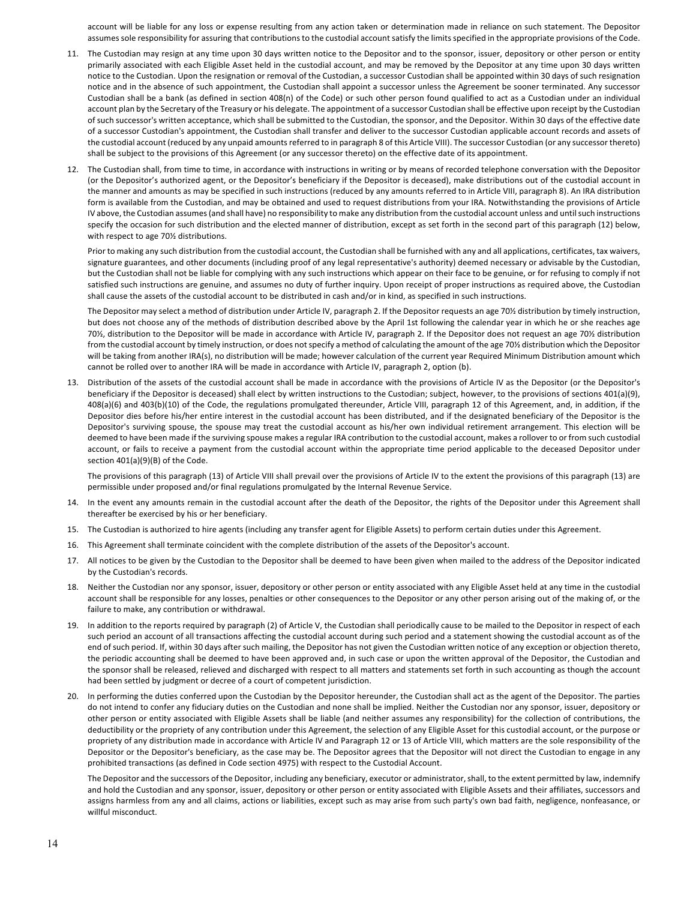account will be liable for any loss or expense resulting from any action taken or determination made in reliance on such statement. The Depositor assumes sole responsibility for assuring that contributions to the custodial account satisfy the limits specified in the appropriate provisions of the Code.

11. The Custodian may resign at any time upon 30 days written notice to the Depositor and to the sponsor, issuer, depository or other person or entity primarily associated with each Eligible Asset held in the custodial account, and may be removed by the Depositor at any time upon 30 days written notice to the Custodian. Upon the resignation or removal of the Custodian, a successor Custodian shall be appointed within 30 days of such resignation notice and in the absence of such appointment, the Custodian shall appoint a successor unless the Agreement be sooner terminated. Any successor Custodian shall be a bank (as defined in section 408(n) of the Code) or such other person found qualified to act as a Custodian under an individual account plan by the Secretary of the Treasury or his delegate. The appointment of a successor Custodian shall be effective upon receipt by the Custodian of such successor's written acceptance, which shall be submitted to the Custodian, the sponsor, and the Depositor. Within 30 days of the effective date of a successor Custodian's appointment, the Custodian shall transfer and deliver to the successor Custodian applicable account records and assets of the custodial account (reduced by any unpaid amounts referred to in paragraph 8 of this Article VIII). The successor Custodian (or any successor thereto) shall be subject to the provisions of this Agreement (or any successor thereto) on the effective date of its appointment.

12. The Custodian shall, from time to time, in accordance with instructions in writing or by means of recorded telephone conversation with the Depositor (or the Depositor's authorized agent, or the Depositor's beneficiary if the Depositor is deceased), make distributions out of the custodial account in the manner and amounts as may be specified in such instructions (reduced by any amounts referred to in Article VIII, paragraph 8). An IRA distribution form is available from the Custodian, and may be obtained and used to request distributions from your IRA. Notwithstanding the provisions of Article IV above, the Custodian assumes (and shall have) no responsibility to make any distribution from the custodial account unless and until such instructions specify the occasion for such distribution and the elected manner of distribution, except as set forth in the second part of this paragraph (12) below, with respect to age 70½ distributions.

   Prior to making any such distribution from the custodial account, the Custodian shall be furnished with any and all applications, certificates, tax waivers, signature guarantees, and other documents (including proof of any legal representative's authority) deemed necessary or advisable by the Custodian, but the Custodian shall not be liable for complying with any such instructions which appear on their face to be genuine, or for refusing to comply if not satisfied such instructions are genuine, and assumes no duty of further inquiry. Upon receipt of proper instructions as required above, the Custodian shall cause the assets of the custodial account to be distributed in cash and/or in kind, as specified in such instructions.

   The Depositor may select a method of distribution under Article IV, paragraph 2. If the Depositor requests an age 70½ distribution by timely instruction, but does not choose any of the methods of distribution described above by the April 1st following the calendar year in which he or she reaches age 70½, distribution to the Depositor will be made in accordance with Article IV, paragraph 2. If the Depositor does not request an age 70½ distribution from the custodial account by timely instruction, or does not specify a method of calculating the amount of the age 70½ distribution which the Depositor will be taking from another IRA(s), no distribution will be made; however calculation of the current year Required Minimum Distribution amount which cannot be rolled over to another IRA will be made in accordance with Article IV, paragraph 2, option (b).

13. Distribution of the assets of the custodial account shall be made in accordance with the provisions of Article IV as the Depositor (or the Depositor's beneficiary if the Depositor is deceased) shall elect by written instructions to the Custodian; subject, however, to the provisions of sections 401(a)(9), 408(a)(6) and 403(b)(10) of the Code, the regulations promulgated thereunder, Article VIII, paragraph 12 of this Agreement, and, in addition, if the Depositor dies before his/her entire interest in the custodial account has been distributed, and if the designated beneficiary of the Depositor is the Depositor's surviving spouse, the spouse may treat the custodial account as his/her own individual retirement arrangement. This election will be deemed to have been made if the surviving spouse makes a regular IRA contribution to the custodial account, makes a rollover to or from such custodial account, or fails to receive a payment from the custodial account within the appropriate time period applicable to the deceased Depositor under section 401(a)(9)(B) of the Code.

   The provisions of this paragraph (13) of Article VIII shall prevail over the provisions of Article IV to the extent the provisions of this paragraph (13) are permissible under proposed and/or final regulations promulgated by the Internal Revenue Service.

14. In the event any amounts remain in the custodial account after the death of the Depositor, the rights of the Depositor under this Agreement shall thereafter be exercised by his or her beneficiary.

15. The Custodian is authorized to hire agents (including any transfer agent for Eligible Assets) to perform certain duties under this Agreement.

16. This Agreement shall terminate coincident with the complete distribution of the assets of the Depositor's account.

17. All notices to be given by the Custodian to the Depositor shall be deemed to have been given when mailed to the address of the Depositor indicated by the Custodian's records.

18. Neither the Custodian nor any sponsor, issuer, depository or other person or entity associated with any Eligible Asset held at any time in the custodial account shall be responsible for any losses, penalties or other consequences to the Depositor or any other person arising out of the making of, or the failure to make, any contribution or withdrawal.

19. In addition to the reports required by paragraph (2) of Article V, the Custodian shall periodically cause to be mailed to the Depositor in respect of each such period an account of all transactions affecting the custodial account during such period and a statement showing the custodial account as of the end of such period. If, within 30 days after such mailing, the Depositor has not given the Custodian written notice of any exception or objection thereto, the periodic accounting shall be deemed to have been approved and, in such case or upon the written approval of the Depositor, the Custodian and the sponsor shall be released, relieved and discharged with respect to all matters and statements set forth in such accounting as though the account had been settled by judgment or decree of a court of competent jurisdiction.

20. In performing the duties conferred upon the Custodian by the Depositor hereunder, the Custodian shall act as the agent of the Depositor. The parties do not intend to confer any fiduciary duties on the Custodian and none shall be implied. Neither the Custodian nor any sponsor, issuer, depository or other person or entity associated with Eligible Assets shall be liable (and neither assumes any responsibility) for the collection of contributions, the deductibility or the propriety of any contribution under this Agreement, the selection of any Eligible Asset for this custodial account, or the purpose or propriety of any distribution made in accordance with Article IV and Paragraph 12 or 13 of Article VIII, which matters are the sole responsibility of the Depositor or the Depositor's beneficiary, as the case may be. The Depositor agrees that the Depositor will not direct the Custodian to engage in any prohibited transactions (as defined in Code section 4975) with respect to the Custodial Account.

   The Depositor and the successors of the Depositor, including any beneficiary, executor or administrator, shall, to the extent permitted by law, indemnify and hold the Custodian and any sponsor, issuer, depository or other person or entity associated with Eligible Assets and their affiliates, successors and assigns harmless from any and all claims, actions or liabilities, except such as may arise from such party's own bad faith, negligence, nonfeasance, or willful misconduct.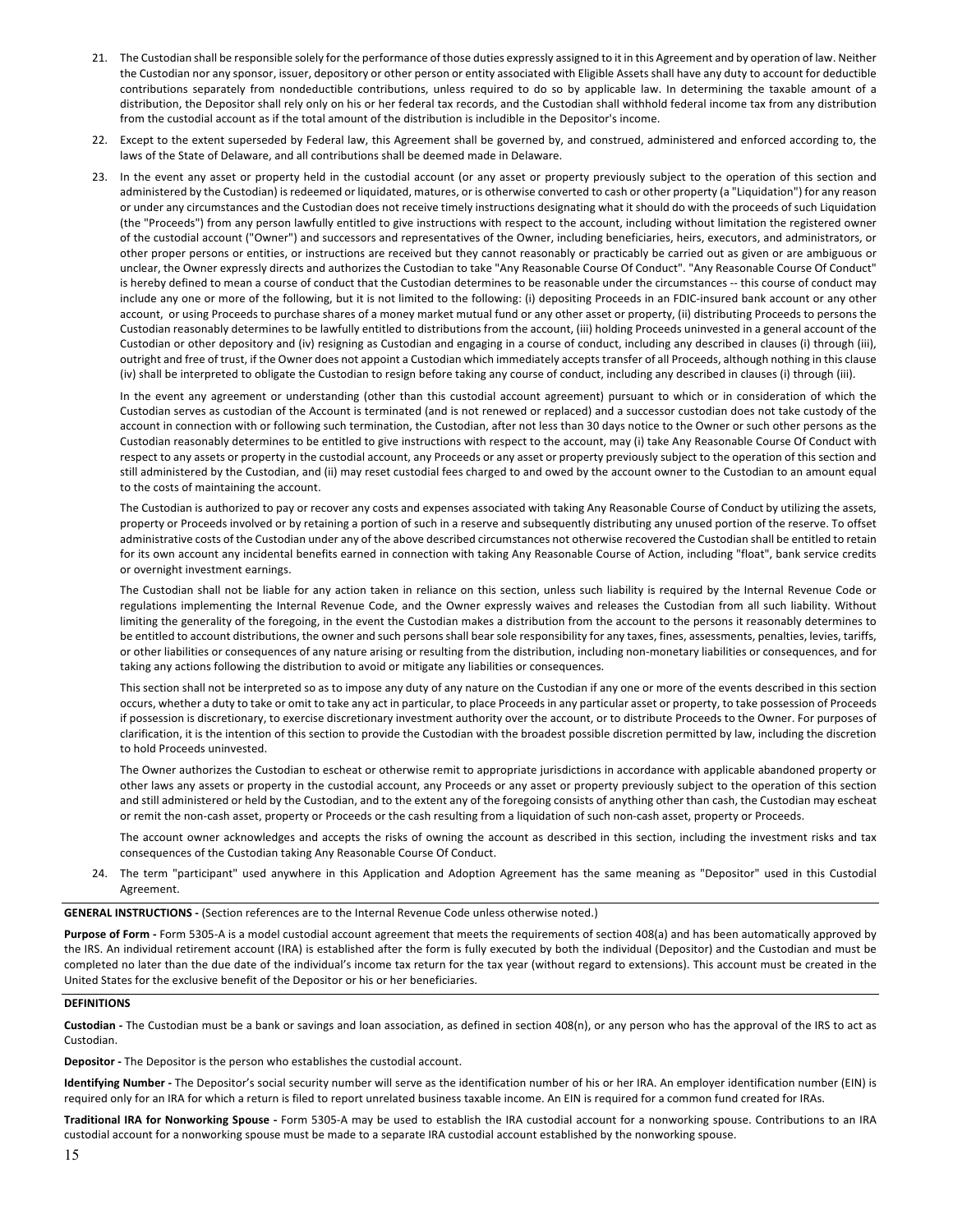21. The Custodian shall be responsible solely for the performance of those duties expressly assigned to it in this Agreement and by operation of law. Neither the Custodian nor any sponsor, issuer, depository or other person or entity associated with Eligible Assets shall have any duty to account for deductible contributions separately from nondeductible contributions, unless required to do so by applicable law. In determining the taxable amount of a distribution, the Depositor shall rely only on his or her federal tax records, and the Custodian shall withhold federal income tax from any distribution from the custodial account as if the total amount of the distribution is includible in the Depositor's income.

22. Except to the extent superseded by Federal law, this Agreement shall be governed by, and construed, administered and enforced according to, the laws of the State of Delaware, and all contributions shall be deemed made in Delaware.

23. In the event any asset or property held in the custodial account (or any asset or property previously subject to the operation of this section and administered by the Custodian) is redeemed or liquidated, matures, or is otherwise converted to cash or other property (a "Liquidation") for any reason or under any circumstances and the Custodian does not receive timely instructions designating what it should do with the proceeds of such Liquidation (the "Proceeds") from any person lawfully entitled to give instructions with respect to the account, including without limitation the registered owner of the custodial account ("Owner") and successors and representatives of the Owner, including beneficiaries, heirs, executors, and administrators, or other proper persons or entities, or instructions are received but they cannot reasonably or practicably be carried out as given or are ambiguous or unclear, the Owner expressly directs and authorizes the Custodian to take "Any Reasonable Course Of Conduct". "Any Reasonable Course Of Conduct" is hereby defined to mean a course of conduct that the Custodian determines to be reasonable under the circumstances -- this course of conduct may include any one or more of the following, but it is not limited to the following: (i) depositing Proceeds in an FDIC-insured bank account or any other account, or using Proceeds to purchase shares of a money market mutual fund or any other asset or property, (ii) distributing Proceeds to persons the Custodian reasonably determines to be lawfully entitled to distributions from the account, (iii) holding Proceeds uninvested in a general account of the Custodian or other depository and (iv) resigning as Custodian and engaging in a course of conduct, including any described in clauses (i) through (iii), outright and free of trust, if the Owner does not appoint a Custodian which immediately accepts transfer of all Proceeds, although nothing in this clause (iv) shall be interpreted to obligate the Custodian to resign before taking any course of conduct, including any described in clauses (i) through (iii).

    In the event any agreement or understanding (other than this custodial account agreement) pursuant to which or in consideration of which the Custodian serves as custodian of the Account is terminated (and is not renewed or replaced) and a successor custodian does not take custody of the account in connection with or following such termination, the Custodian, after not less than 30 days notice to the Owner or such other persons as the Custodian reasonably determines to be entitled to give instructions with respect to the account, may (i) take Any Reasonable Course Of Conduct with respect to any assets or property in the custodial account, any Proceeds or any asset or property previously subject to the operation of this section and still administered by the Custodian, and (ii) may reset custodial fees charged to and owed by the account owner to the Custodian to an amount equal to the costs of maintaining the account.

    The Custodian is authorized to pay or recover any costs and expenses associated with taking Any Reasonable Course of Conduct by utilizing the assets, property or Proceeds involved or by retaining a portion of such in a reserve and subsequently distributing any unused portion of the reserve. To offset administrative costs of the Custodian under any of the above described circumstances not otherwise recovered the Custodian shall be entitled to retain for its own account any incidental benefits earned in connection with taking Any Reasonable Course of Action, including "float", bank service credits or overnight investment earnings.

    The Custodian shall not be liable for any action taken in reliance on this section, unless such liability is required by the Internal Revenue Code or regulations implementing the Internal Revenue Code, and the Owner expressly waives and releases the Custodian from all such liability. Without limiting the generality of the foregoing, in the event the Custodian makes a distribution from the account to the persons it reasonably determines to be entitled to account distributions, the owner and such persons shall bear sole responsibility for any taxes, fines, assessments, penalties, levies, tariffs, or other liabilities or consequences of any nature arising or resulting from the distribution, including non-monetary liabilities or consequences, and for taking any actions following the distribution to avoid or mitigate any liabilities or consequences.

    This section shall not be interpreted so as to impose any duty of any nature on the Custodian if any one or more of the events described in this section occurs, whether a duty to take or omit to take any act in particular, to place Proceeds in any particular asset or property, to take possession of Proceeds if possession is discretionary, to exercise discretionary investment authority over the account, or to distribute Proceeds to the Owner. For purposes of clarification, it is the intention of this section to provide the Custodian with the broadest possible discretion permitted by law, including the discretion to hold Proceeds uninvested.

    The Owner authorizes the Custodian to escheat or otherwise remit to appropriate jurisdictions in accordance with applicable abandoned property or other laws any assets or property in the custodial account, any Proceeds or any asset or property previously subject to the operation of this section and still administered or held by the Custodian, and to the extent any of the foregoing consists of anything other than cash, the Custodian may escheat or remit the non-cash asset, property or Proceeds or the cash resulting from a liquidation of such non-cash asset, property or Proceeds.

    The account owner acknowledges and accepts the risks of owning the account as described in this section, including the investment risks and tax consequences of the Custodian taking Any Reasonable Course Of Conduct.

24. The term "participant" used anywhere in this Application and Adoption Agreement has the same meaning as "Depositor" used in this Custodial Agreement.

**GENERAL INSTRUCTIONS -** (Section references are to the Internal Revenue Code unless otherwise noted.)

**Purpose of Form -** Form 5305-A is a model custodial account agreement that meets the requirements of section 408(a) and has been automatically approved by the IRS. An individual retirement account (IRA) is established after the form is fully executed by both the individual (Depositor) and the Custodian and must be completed no later than the due date of the individual's income tax return for the tax year (without regard to extensions). This account must be created in the United States for the exclusive benefit of the Depositor or his or her beneficiaries.

**DEFINITIONS**

**Custodian -** The Custodian must be a bank or savings and loan association, as defined in section 408(n), or any person who has the approval of the IRS to act as Custodian.

**Depositor -** The Depositor is the person who establishes the custodial account.

**Identifying Number -** The Depositor's social security number will serve as the identification number of his or her IRA. An employer identification number (EIN) is required only for an IRA for which a return is filed to report unrelated business taxable income. An EIN is required for a common fund created for IRAs.

**Traditional IRA for Nonworking Spouse -** Form 5305-A may be used to establish the IRA custodial account for a nonworking spouse. Contributions to an IRA custodial account for a nonworking spouse must be made to a separate IRA custodial account established by the nonworking spouse.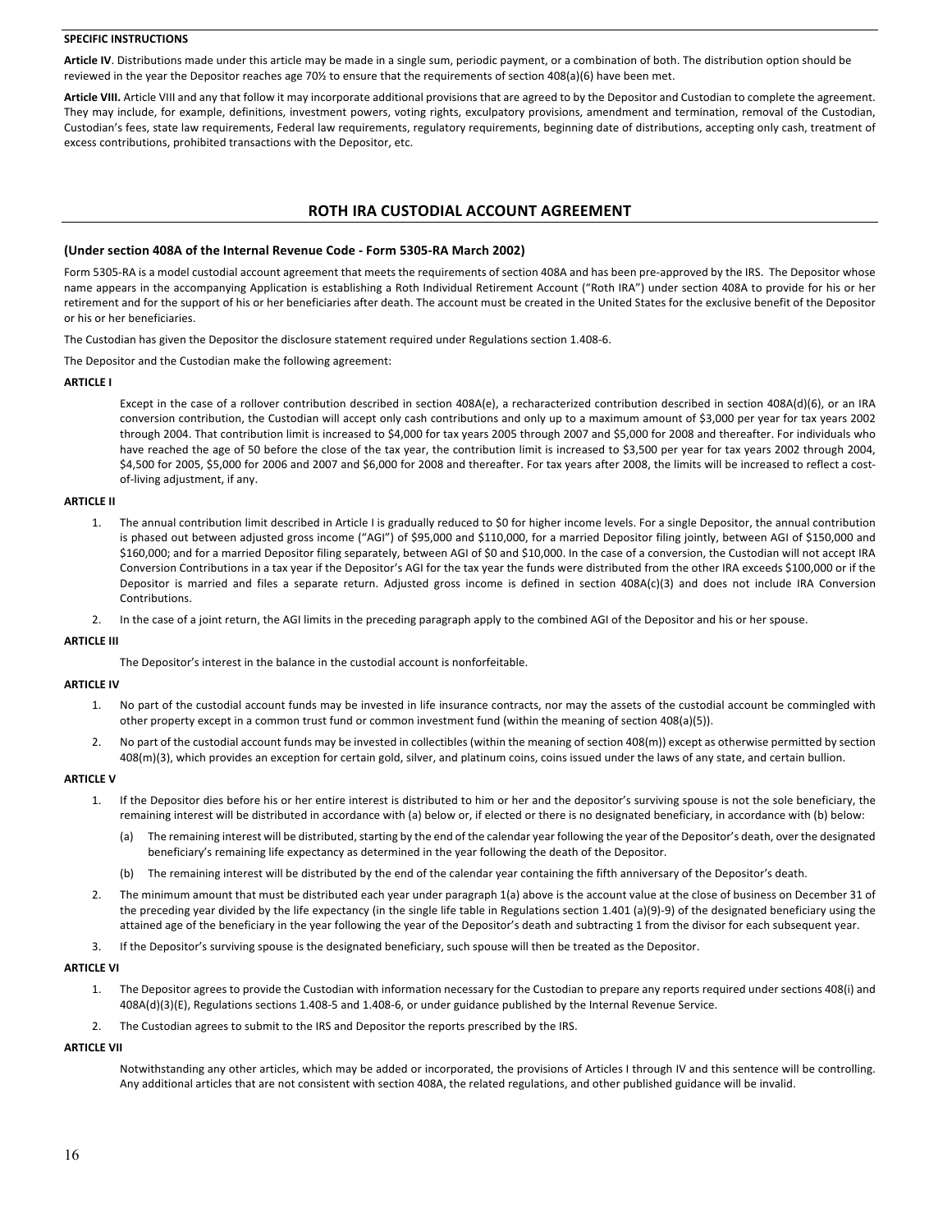**SPECIFIC INSTRUCTIONS**

**Article IV**. Distributions made under this article may be made in a single sum, periodic payment, or a combination of both. The distribution option should be reviewed in the year the Depositor reaches age 70½ to ensure that the requirements of section 408(a)(6) have been met.

**Article VIII.** Article VIII and any that follow it may incorporate additional provisions that are agreed to by the Depositor and Custodian to complete the agreement. They may include, for example, definitions, investment powers, voting rights, exculpatory provisions, amendment and termination, removal of the Custodian, Custodian's fees, state law requirements, Federal law requirements, regulatory requirements, beginning date of distributions, accepting only cash, treatment of excess contributions, prohibited transactions with the Depositor, etc.

## ROTH IRA CUSTODIAL ACCOUNT AGREEMENT

**(Under section 408A of the Internal Revenue Code - Form 5305-RA March 2002)**

Form 5305-RA is a model custodial account agreement that meets the requirements of section 408A and has been pre-approved by the IRS. The Depositor whose name appears in the accompanying Application is establishing a Roth Individual Retirement Account ("Roth IRA") under section 408A to provide for his or her retirement and for the support of his or her beneficiaries after death. The account must be created in the United States for the exclusive benefit of the Depositor or his or her beneficiaries.

The Custodian has given the Depositor the disclosure statement required under Regulations section 1.408-6.

The Depositor and the Custodian make the following agreement:

**ARTICLE I**

Except in the case of a rollover contribution described in section 408A(e), a recharacterized contribution described in section 408A(d)(6), or an IRA conversion contribution, the Custodian will accept only cash contributions and only up to a maximum amount of $3,000 per year for tax years 2002 through 2004. That contribution limit is increased to $4,000 for tax years 2005 through 2007 and $5,000 for 2008 and thereafter. For individuals who have reached the age of 50 before the close of the tax year, the contribution limit is increased to $3,500 per year for tax years 2002 through 2004, $4,500 for 2005, $5,000 for 2006 and 2007 and $6,000 for 2008 and thereafter. For tax years after 2008, the limits will be increased to reflect a cost-of-living adjustment, if any.

**ARTICLE II**

1. The annual contribution limit described in Article I is gradually reduced to $0 for higher income levels. For a single Depositor, the annual contribution is phased out between adjusted gross income ("AGI") of $95,000 and $110,000, for a married Depositor filing jointly, between AGI of $150,000 and $160,000; and for a married Depositor filing separately, between AGI of $0 and $10,000. In the case of a conversion, the Custodian will not accept IRA Conversion Contributions in a tax year if the Depositor's AGI for the tax year the funds were distributed from the other IRA exceeds $100,000 or if the Depositor is married and files a separate return. Adjusted gross income is defined in section 408A(c)(3) and does not include IRA Conversion Contributions.
2. In the case of a joint return, the AGI limits in the preceding paragraph apply to the combined AGI of the Depositor and his or her spouse.

**ARTICLE III**

The Depositor's interest in the balance in the custodial account is nonforfeitable.

**ARTICLE IV**

1. No part of the custodial account funds may be invested in life insurance contracts, nor may the assets of the custodial account be commingled with other property except in a common trust fund or common investment fund (within the meaning of section 408(a)(5)).
2. No part of the custodial account funds may be invested in collectibles (within the meaning of section 408(m)) except as otherwise permitted by section 408(m)(3), which provides an exception for certain gold, silver, and platinum coins, coins issued under the laws of any state, and certain bullion.

**ARTICLE V**

1. If the Depositor dies before his or her entire interest is distributed to him or her and the depositor's surviving spouse is not the sole beneficiary, the remaining interest will be distributed in accordance with (a) below or, if elected or there is no designated beneficiary, in accordance with (b) below:
   (a) The remaining interest will be distributed, starting by the end of the calendar year following the year of the Depositor's death, over the designated beneficiary's remaining life expectancy as determined in the year following the death of the Depositor.
   (b) The remaining interest will be distributed by the end of the calendar year containing the fifth anniversary of the Depositor's death.
2. The minimum amount that must be distributed each year under paragraph 1(a) above is the account value at the close of business on December 31 of the preceding year divided by the life expectancy (in the single life table in Regulations section 1.401 (a)(9)-9) of the designated beneficiary using the attained age of the beneficiary in the year following the year of the Depositor's death and subtracting 1 from the divisor for each subsequent year.
3. If the Depositor's surviving spouse is the designated beneficiary, such spouse will then be treated as the Depositor.

**ARTICLE VI**

1. The Depositor agrees to provide the Custodian with information necessary for the Custodian to prepare any reports required under sections 408(i) and 408A(d)(3)(E), Regulations sections 1.408-5 and 1.408-6, or under guidance published by the Internal Revenue Service.
2. The Custodian agrees to submit to the IRS and Depositor the reports prescribed by the IRS.

**ARTICLE VII**

Notwithstanding any other articles, which may be added or incorporated, the provisions of Articles I through IV and this sentence will be controlling. Any additional articles that are not consistent with section 408A, the related regulations, and other published guidance will be invalid.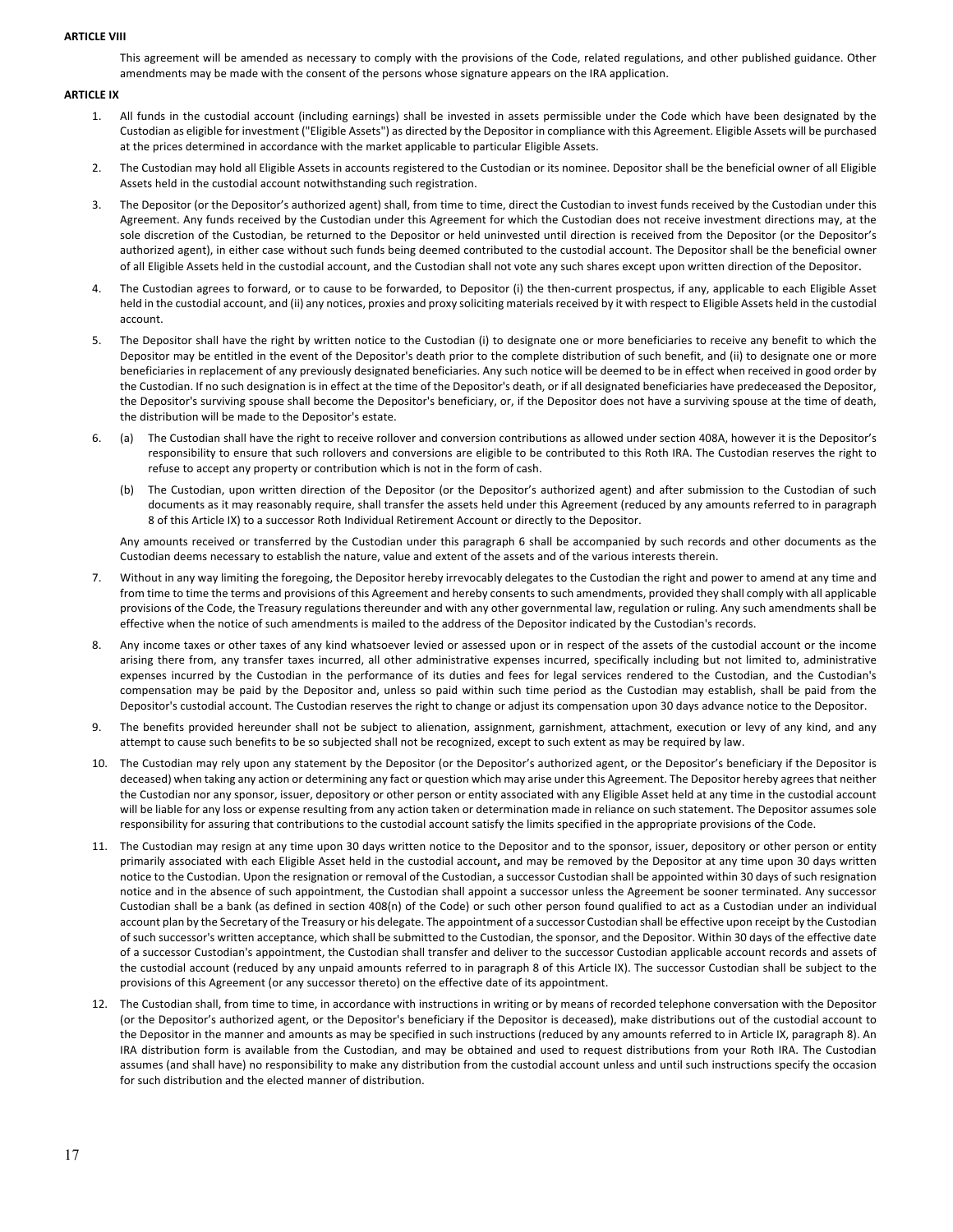**ARTICLE VIII**

This agreement will be amended as necessary to comply with the provisions of the Code, related regulations, and other published guidance. Other amendments may be made with the consent of the persons whose signature appears on the IRA application.

**ARTICLE IX**

1. All funds in the custodial account (including earnings) shall be invested in assets permissible under the Code which have been designated by the Custodian as eligible for investment ("Eligible Assets") as directed by the Depositor in compliance with this Agreement. Eligible Assets will be purchased at the prices determined in accordance with the market applicable to particular Eligible Assets.

2. The Custodian may hold all Eligible Assets in accounts registered to the Custodian or its nominee. Depositor shall be the beneficial owner of all Eligible Assets held in the custodial account notwithstanding such registration.

3. The Depositor (or the Depositor's authorized agent) shall, from time to time, direct the Custodian to invest funds received by the Custodian under this Agreement. Any funds received by the Custodian under this Agreement for which the Custodian does not receive investment directions may, at the sole discretion of the Custodian, be returned to the Depositor or held uninvested until direction is received from the Depositor (or the Depositor's authorized agent), in either case without such funds being deemed contributed to the custodial account. The Depositor shall be the beneficial owner of all Eligible Assets held in the custodial account, and the Custodian shall not vote any such shares except upon written direction of the Depositor.

4. The Custodian agrees to forward, or to cause to be forwarded, to Depositor (i) the then-current prospectus, if any, applicable to each Eligible Asset held in the custodial account, and (ii) any notices, proxies and proxy soliciting materials received by it with respect to Eligible Assets held in the custodial account.

5. The Depositor shall have the right by written notice to the Custodian (i) to designate one or more beneficiaries to receive any benefit to which the Depositor may be entitled in the event of the Depositor's death prior to the complete distribution of such benefit, and (ii) to designate one or more beneficiaries in replacement of any previously designated beneficiaries. Any such notice will be deemed to be in effect when received in good order by the Custodian. If no such designation is in effect at the time of the Depositor's death, or if all designated beneficiaries have predeceased the Depositor, the Depositor's surviving spouse shall become the Depositor's beneficiary, or, if the Depositor does not have a surviving spouse at the time of death, the distribution will be made to the Depositor's estate.

6. (a) The Custodian shall have the right to receive rollover and conversion contributions as allowed under section 408A, however it is the Depositor's responsibility to ensure that such rollovers and conversions are eligible to be contributed to this Roth IRA. The Custodian reserves the right to refuse to accept any property or contribution which is not in the form of cash.

   (b) The Custodian, upon written direction of the Depositor (or the Depositor's authorized agent) and after submission to the Custodian of such documents as it may reasonably require, shall transfer the assets held under this Agreement (reduced by any amounts referred to in paragraph 8 of this Article IX) to a successor Roth Individual Retirement Account or directly to the Depositor.

   Any amounts received or transferred by the Custodian under this paragraph 6 shall be accompanied by such records and other documents as the Custodian deems necessary to establish the nature, value and extent of the assets and of the various interests therein.

7. Without in any way limiting the foregoing, the Depositor hereby irrevocably delegates to the Custodian the right and power to amend at any time and from time to time the terms and provisions of this Agreement and hereby consents to such amendments, provided they shall comply with all applicable provisions of the Code, the Treasury regulations thereunder and with any other governmental law, regulation or ruling. Any such amendments shall be effective when the notice of such amendments is mailed to the address of the Depositor indicated by the Custodian's records.

8. Any income taxes or other taxes of any kind whatsoever levied or assessed upon or in respect of the assets of the custodial account or the income arising there from, any transfer taxes incurred, all other administrative expenses incurred, specifically including but not limited to, administrative expenses incurred by the Custodian in the performance of its duties and fees for legal services rendered to the Custodian, and the Custodian's compensation may be paid by the Depositor and, unless so paid within such time period as the Custodian may establish, shall be paid from the Depositor's custodial account. The Custodian reserves the right to change or adjust its compensation upon 30 days advance notice to the Depositor.

9. The benefits provided hereunder shall not be subject to alienation, assignment, garnishment, attachment, execution or levy of any kind, and any attempt to cause such benefits to be so subjected shall not be recognized, except to such extent as may be required by law.

10. The Custodian may rely upon any statement by the Depositor (or the Depositor's authorized agent, or the Depositor's beneficiary if the Depositor is deceased) when taking any action or determining any fact or question which may arise under this Agreement. The Depositor hereby agrees that neither the Custodian nor any sponsor, issuer, depository or other person or entity associated with any Eligible Asset held at any time in the custodial account will be liable for any loss or expense resulting from any action taken or determination made in reliance on such statement. The Depositor assumes sole responsibility for assuring that contributions to the custodial account satisfy the limits specified in the appropriate provisions of the Code.

11. The Custodian may resign at any time upon 30 days written notice to the Depositor and to the sponsor, issuer, depository or other person or entity primarily associated with each Eligible Asset held in the custodial account, and may be removed by the Depositor at any time upon 30 days written notice to the Custodian. Upon the resignation or removal of the Custodian, a successor Custodian shall be appointed within 30 days of such resignation notice and in the absence of such appointment, the Custodian shall appoint a successor unless the Agreement be sooner terminated. Any successor Custodian shall be a bank (as defined in section 408(n) of the Code) or such other person found qualified to act as a Custodian under an individual account plan by the Secretary of the Treasury or his delegate. The appointment of a successor Custodian shall be effective upon receipt by the Custodian of such successor's written acceptance, which shall be submitted to the Custodian, the sponsor, and the Depositor. Within 30 days of the effective date of a successor Custodian's appointment, the Custodian shall transfer and deliver to the successor Custodian applicable account records and assets of the custodial account (reduced by any unpaid amounts referred to in paragraph 8 of this Article IX). The successor Custodian shall be subject to the provisions of this Agreement (or any successor thereto) on the effective date of its appointment.

12. The Custodian shall, from time to time, in accordance with instructions in writing or by means of recorded telephone conversation with the Depositor (or the Depositor's authorized agent, or the Depositor's beneficiary if the Depositor is deceased), make distributions out of the custodial account to the Depositor in the manner and amounts as may be specified in such instructions (reduced by any amounts referred to in Article IX, paragraph 8). An IRA distribution form is available from the Custodian, and may be obtained and used to request distributions from your Roth IRA. The Custodian assumes (and shall have) no responsibility to make any distribution from the custodial account unless and until such instructions specify the occasion for such distribution and the elected manner of distribution.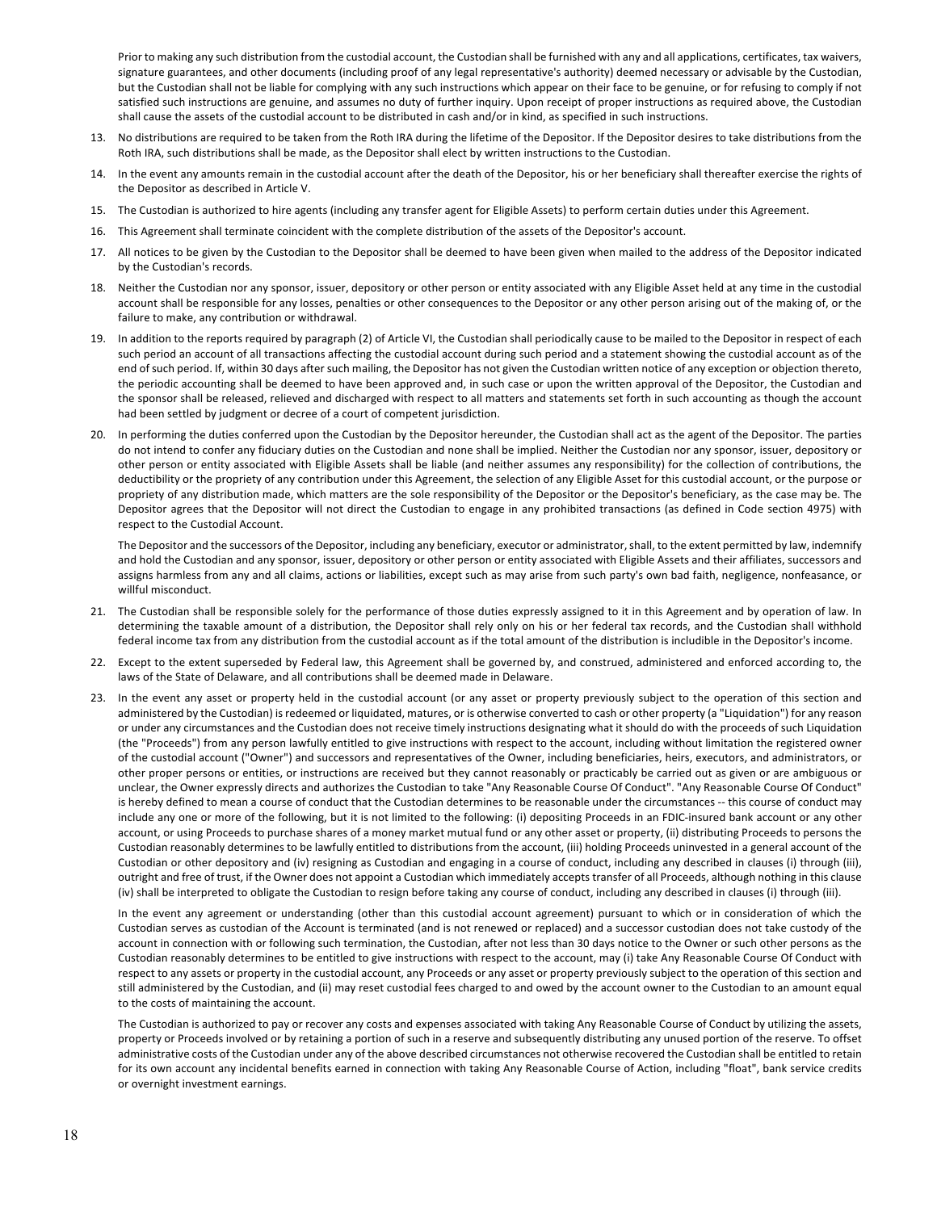Prior to making any such distribution from the custodial account, the Custodian shall be furnished with any and all applications, certificates, tax waivers, signature guarantees, and other documents (including proof of any legal representative's authority) deemed necessary or advisable by the Custodian, but the Custodian shall not be liable for complying with any such instructions which appear on their face to be genuine, or for refusing to comply if not satisfied such instructions are genuine, and assumes no duty of further inquiry. Upon receipt of proper instructions as required above, the Custodian shall cause the assets of the custodial account to be distributed in cash and/or in kind, as specified in such instructions.

13. No distributions are required to be taken from the Roth IRA during the lifetime of the Depositor. If the Depositor desires to take distributions from the Roth IRA, such distributions shall be made, as the Depositor shall elect by written instructions to the Custodian.

14. In the event any amounts remain in the custodial account after the death of the Depositor, his or her beneficiary shall thereafter exercise the rights of the Depositor as described in Article V.

15. The Custodian is authorized to hire agents (including any transfer agent for Eligible Assets) to perform certain duties under this Agreement.

16. This Agreement shall terminate coincident with the complete distribution of the assets of the Depositor's account.

17. All notices to be given by the Custodian to the Depositor shall be deemed to have been given when mailed to the address of the Depositor indicated by the Custodian's records.

18. Neither the Custodian nor any sponsor, issuer, depository or other person or entity associated with any Eligible Asset held at any time in the custodial account shall be responsible for any losses, penalties or other consequences to the Depositor or any other person arising out of the making of, or the failure to make, any contribution or withdrawal.

19. In addition to the reports required by paragraph (2) of Article VI, the Custodian shall periodically cause to be mailed to the Depositor in respect of each such period an account of all transactions affecting the custodial account during such period and a statement showing the custodial account as of the end of such period. If, within 30 days after such mailing, the Depositor has not given the Custodian written notice of any exception or objection thereto, the periodic accounting shall be deemed to have been approved and, in such case or upon the written approval of the Depositor, the Custodian and the sponsor shall be released, relieved and discharged with respect to all matters and statements set forth in such accounting as though the account had been settled by judgment or decree of a court of competent jurisdiction.

20. In performing the duties conferred upon the Custodian by the Depositor hereunder, the Custodian shall act as the agent of the Depositor. The parties do not intend to confer any fiduciary duties on the Custodian and none shall be implied. Neither the Custodian nor any sponsor, issuer, depository or other person or entity associated with Eligible Assets shall be liable (and neither assumes any responsibility) for the collection of contributions, the deductibility or the propriety of any contribution under this Agreement, the selection of any Eligible Asset for this custodial account, or the purpose or propriety of any distribution made, which matters are the sole responsibility of the Depositor or the Depositor's beneficiary, as the case may be. The Depositor agrees that the Depositor will not direct the Custodian to engage in any prohibited transactions (as defined in Code section 4975) with respect to the Custodial Account.

    The Depositor and the successors of the Depositor, including any beneficiary, executor or administrator, shall, to the extent permitted by law, indemnify and hold the Custodian and any sponsor, issuer, depository or other person or entity associated with Eligible Assets and their affiliates, successors and assigns harmless from any and all claims, actions or liabilities, except such as may arise from such party's own bad faith, negligence, nonfeasance, or willful misconduct.

21. The Custodian shall be responsible solely for the performance of those duties expressly assigned to it in this Agreement and by operation of law. In determining the taxable amount of a distribution, the Depositor shall rely only on his or her federal tax records, and the Custodian shall withhold federal income tax from any distribution from the custodial account as if the total amount of the distribution is includible in the Depositor's income.

22. Except to the extent superseded by Federal law, this Agreement shall be governed by, and construed, administered and enforced according to, the laws of the State of Delaware, and all contributions shall be deemed made in Delaware.

23. In the event any asset or property held in the custodial account (or any asset or property previously subject to the operation of this section and administered by the Custodian) is redeemed or liquidated, matures, or is otherwise converted to cash or other property (a "Liquidation") for any reason or under any circumstances and the Custodian does not receive timely instructions designating what it should do with the proceeds of such Liquidation (the "Proceeds") from any person lawfully entitled to give instructions with respect to the account, including without limitation the registered owner of the custodial account ("Owner") and successors and representatives of the Owner, including beneficiaries, heirs, executors, and administrators, or other proper persons or entities, or instructions are received but they cannot reasonably or practicably be carried out as given or are ambiguous or unclear, the Owner expressly directs and authorizes the Custodian to take "Any Reasonable Course Of Conduct". "Any Reasonable Course Of Conduct" is hereby defined to mean a course of conduct that the Custodian determines to be reasonable under the circumstances -- this course of conduct may include any one or more of the following, but it is not limited to the following: (i) depositing Proceeds in an FDIC-insured bank account or any other account, or using Proceeds to purchase shares of a money market mutual fund or any other asset or property, (ii) distributing Proceeds to persons the Custodian reasonably determines to be lawfully entitled to distributions from the account, (iii) holding Proceeds uninvested in a general account of the Custodian or other depository and (iv) resigning as Custodian and engaging in a course of conduct, including any described in clauses (i) through (iii), outright and free of trust, if the Owner does not appoint a Custodian which immediately accepts transfer of all Proceeds, although nothing in this clause (iv) shall be interpreted to obligate the Custodian to resign before taking any course of conduct, including any described in clauses (i) through (iii).

    In the event any agreement or understanding (other than this custodial account agreement) pursuant to which or in consideration of which the Custodian serves as custodian of the Account is terminated (and is not renewed or replaced) and a successor custodian does not take custody of the account in connection with or following such termination, the Custodian, after not less than 30 days notice to the Owner or such other persons as the Custodian reasonably determines to be entitled to give instructions with respect to the account, may (i) take Any Reasonable Course Of Conduct with respect to any assets or property in the custodial account, any Proceeds or any asset or property previously subject to the operation of this section and still administered by the Custodian, and (ii) may reset custodial fees charged to and owed by the account owner to the Custodian to an amount equal to the costs of maintaining the account.

    The Custodian is authorized to pay or recover any costs and expenses associated with taking Any Reasonable Course of Conduct by utilizing the assets, property or Proceeds involved or by retaining a portion of such in a reserve and subsequently distributing any unused portion of the reserve. To offset administrative costs of the Custodian under any of the above described circumstances not otherwise recovered the Custodian shall be entitled to retain for its own account any incidental benefits earned in connection with taking Any Reasonable Course of Action, including "float", bank service credits or overnight investment earnings.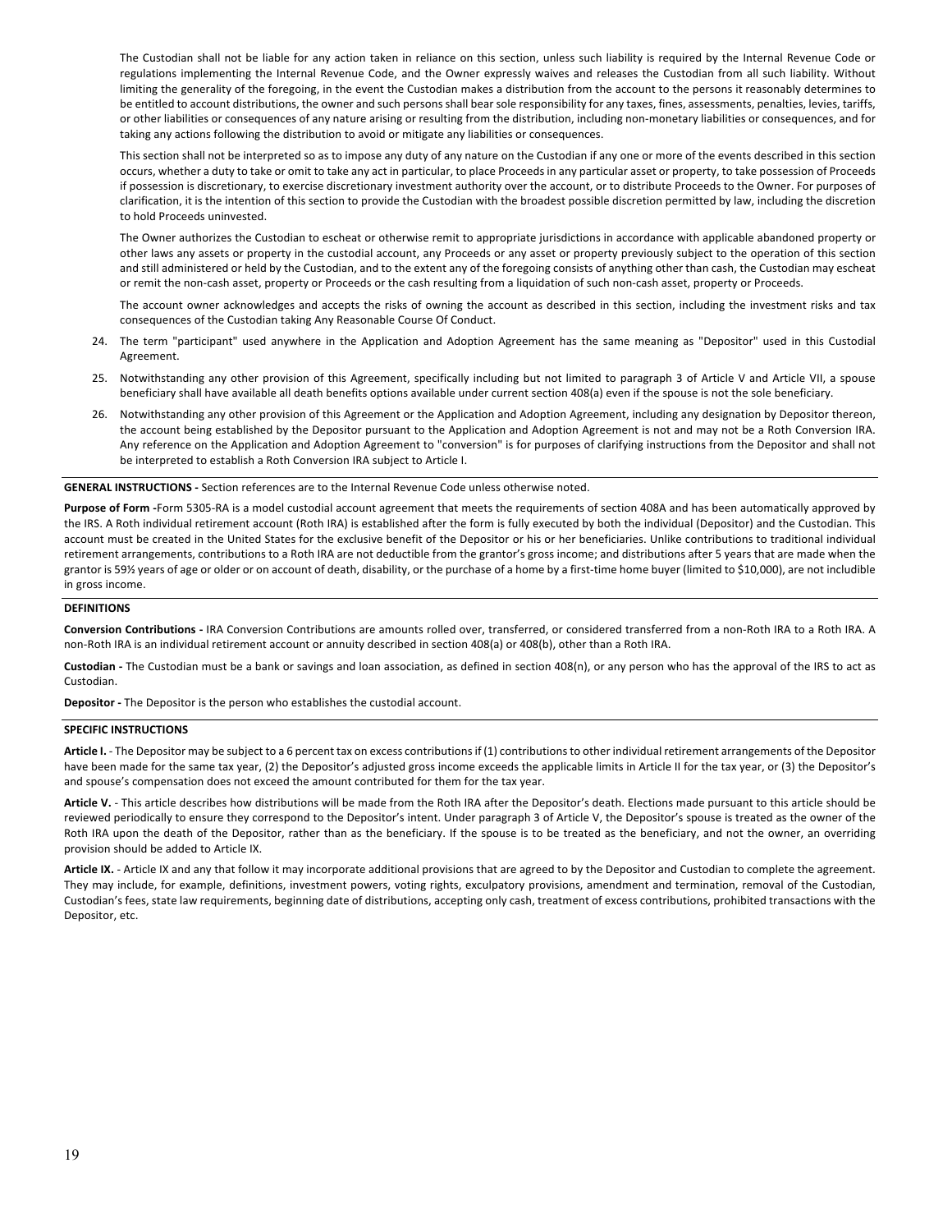The Custodian shall not be liable for any action taken in reliance on this section, unless such liability is required by the Internal Revenue Code or regulations implementing the Internal Revenue Code, and the Owner expressly waives and releases the Custodian from all such liability. Without limiting the generality of the foregoing, in the event the Custodian makes a distribution from the account to the persons it reasonably determines to be entitled to account distributions, the owner and such persons shall bear sole responsibility for any taxes, fines, assessments, penalties, levies, tariffs, or other liabilities or consequences of any nature arising or resulting from the distribution, including non-monetary liabilities or consequences, and for taking any actions following the distribution to avoid or mitigate any liabilities or consequences.

This section shall not be interpreted so as to impose any duty of any nature on the Custodian if any one or more of the events described in this section occurs, whether a duty to take or omit to take any act in particular, to place Proceeds in any particular asset or property, to take possession of Proceeds if possession is discretionary, to exercise discretionary investment authority over the account, or to distribute Proceeds to the Owner. For purposes of clarification, it is the intention of this section to provide the Custodian with the broadest possible discretion permitted by law, including the discretion to hold Proceeds uninvested.

The Owner authorizes the Custodian to escheat or otherwise remit to appropriate jurisdictions in accordance with applicable abandoned property or other laws any assets or property in the custodial account, any Proceeds or any asset or property previously subject to the operation of this section and still administered or held by the Custodian, and to the extent any of the foregoing consists of anything other than cash, the Custodian may escheat or remit the non-cash asset, property or Proceeds or the cash resulting from a liquidation of such non-cash asset, property or Proceeds.

The account owner acknowledges and accepts the risks of owning the account as described in this section, including the investment risks and tax consequences of the Custodian taking Any Reasonable Course Of Conduct.

24. The term "participant" used anywhere in the Application and Adoption Agreement has the same meaning as "Depositor" used in this Custodial Agreement.
25. Notwithstanding any other provision of this Agreement, specifically including but not limited to paragraph 3 of Article V and Article VII, a spouse beneficiary shall have available all death benefits options available under current section 408(a) even if the spouse is not the sole beneficiary.
26. Notwithstanding any other provision of this Agreement or the Application and Adoption Agreement, including any designation by Depositor thereon, the account being established by the Depositor pursuant to the Application and Adoption Agreement is not and may not be a Roth Conversion IRA. Any reference on the Application and Adoption Agreement to "conversion" is for purposes of clarifying instructions from the Depositor and shall not be interpreted to establish a Roth Conversion IRA subject to Article I.

**GENERAL INSTRUCTIONS -** Section references are to the Internal Revenue Code unless otherwise noted.

**Purpose of Form -**Form 5305-RA is a model custodial account agreement that meets the requirements of section 408A and has been automatically approved by the IRS. A Roth individual retirement account (Roth IRA) is established after the form is fully executed by both the individual (Depositor) and the Custodian. This account must be created in the United States for the exclusive benefit of the Depositor or his or her beneficiaries. Unlike contributions to traditional individual retirement arrangements, contributions to a Roth IRA are not deductible from the grantor's gross income; and distributions after 5 years that are made when the grantor is 59½ years of age or older or on account of death, disability, or the purchase of a home by a first-time home buyer (limited to $10,000), are not includible in gross income.

**DEFINITIONS**

**Conversion Contributions -** IRA Conversion Contributions are amounts rolled over, transferred, or considered transferred from a non-Roth IRA to a Roth IRA. A non-Roth IRA is an individual retirement account or annuity described in section 408(a) or 408(b), other than a Roth IRA.

**Custodian -** The Custodian must be a bank or savings and loan association, as defined in section 408(n), or any person who has the approval of the IRS to act as Custodian.

**Depositor -** The Depositor is the person who establishes the custodial account.

**SPECIFIC INSTRUCTIONS**

**Article I.** - The Depositor may be subject to a 6 percent tax on excess contributions if (1) contributions to other individual retirement arrangements of the Depositor have been made for the same tax year, (2) the Depositor's adjusted gross income exceeds the applicable limits in Article II for the tax year, or (3) the Depositor's and spouse's compensation does not exceed the amount contributed for them for the tax year.

**Article V.** - This article describes how distributions will be made from the Roth IRA after the Depositor's death. Elections made pursuant to this article should be reviewed periodically to ensure they correspond to the Depositor's intent. Under paragraph 3 of Article V, the Depositor's spouse is treated as the owner of the Roth IRA upon the death of the Depositor, rather than as the beneficiary. If the spouse is to be treated as the beneficiary, and not the owner, an overriding provision should be added to Article IX.

**Article IX.** - Article IX and any that follow it may incorporate additional provisions that are agreed to by the Depositor and Custodian to complete the agreement. They may include, for example, definitions, investment powers, voting rights, exculpatory provisions, amendment and termination, removal of the Custodian, Custodian's fees, state law requirements, beginning date of distributions, accepting only cash, treatment of excess contributions, prohibited transactions with the Depositor, etc.